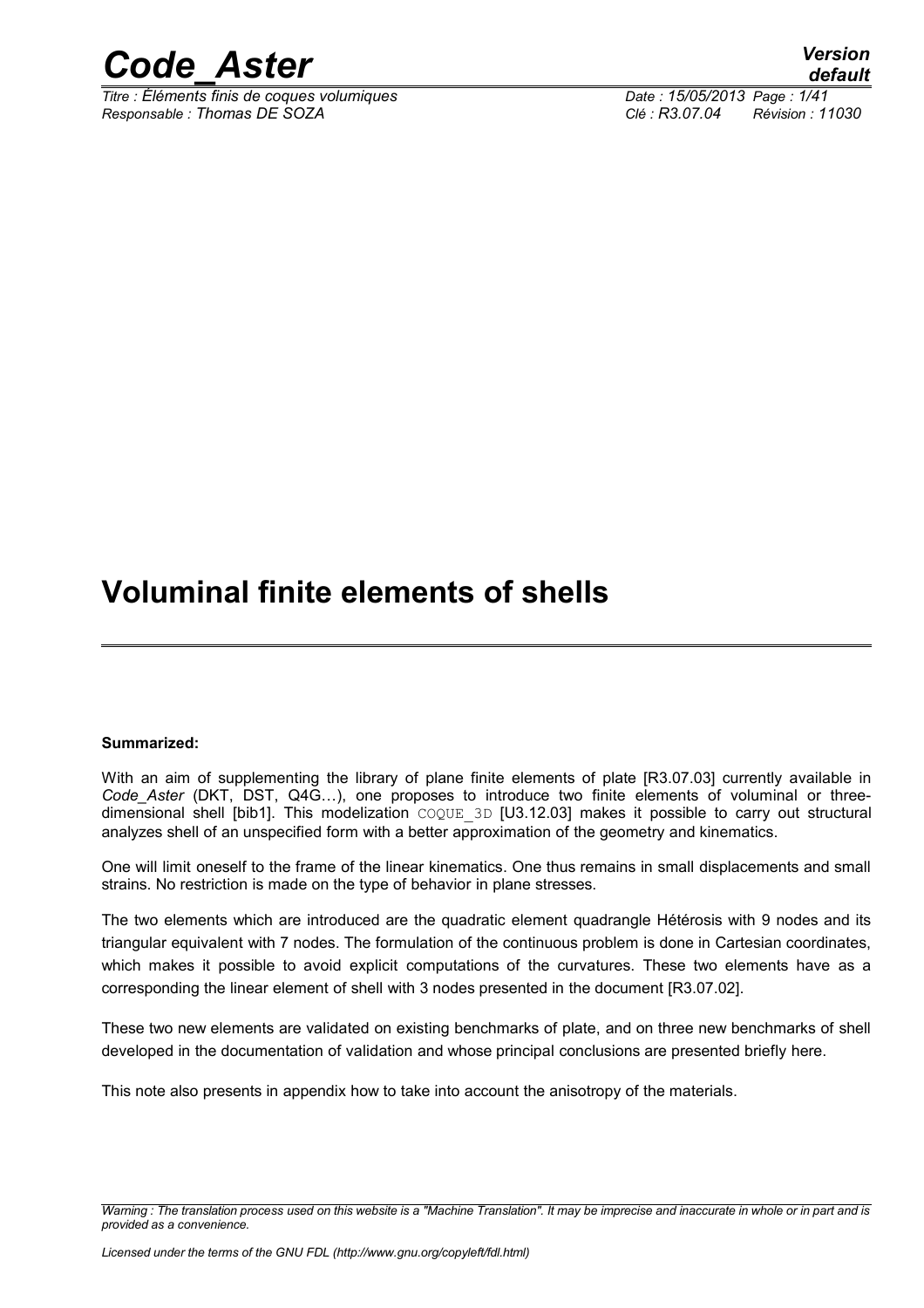# Voluminal finite elements of shells

**Summarized:**

With an aim of supplementing the library of plane finite elements of plate [R3.07.03] currently available in *Code_Aster* (DKT, DST, Q4G…), one proposes to introduce two finite elements of voluminal or three-dimensional shell [bib1]. This modelization COQUE_3D [U3.12.03] makes it possible to carry out structural analyzes shell of an unspecified form with a better approximation of the geometry and kinematics.

One will limit oneself to the frame of the linear kinematics. One thus remains in small displacements and small strains. No restriction is made on the type of behavior in plane stresses.

The two elements which are introduced are the quadratic element quadrangle Hétérosis with 9 nodes and its triangular equivalent with 7 nodes. The formulation of the continuous problem is done in Cartesian coordinates, which makes it possible to avoid explicit computations of the curvatures. These two elements have as a corresponding the linear element of shell with 3 nodes presented in the document [R3.07.02].

These two new elements are validated on existing benchmarks of plate, and on three new benchmarks of shell developed in the documentation of validation and whose principal conclusions are presented briefly here.

This note also presents in appendix how to take into account the anisotropy of the materials.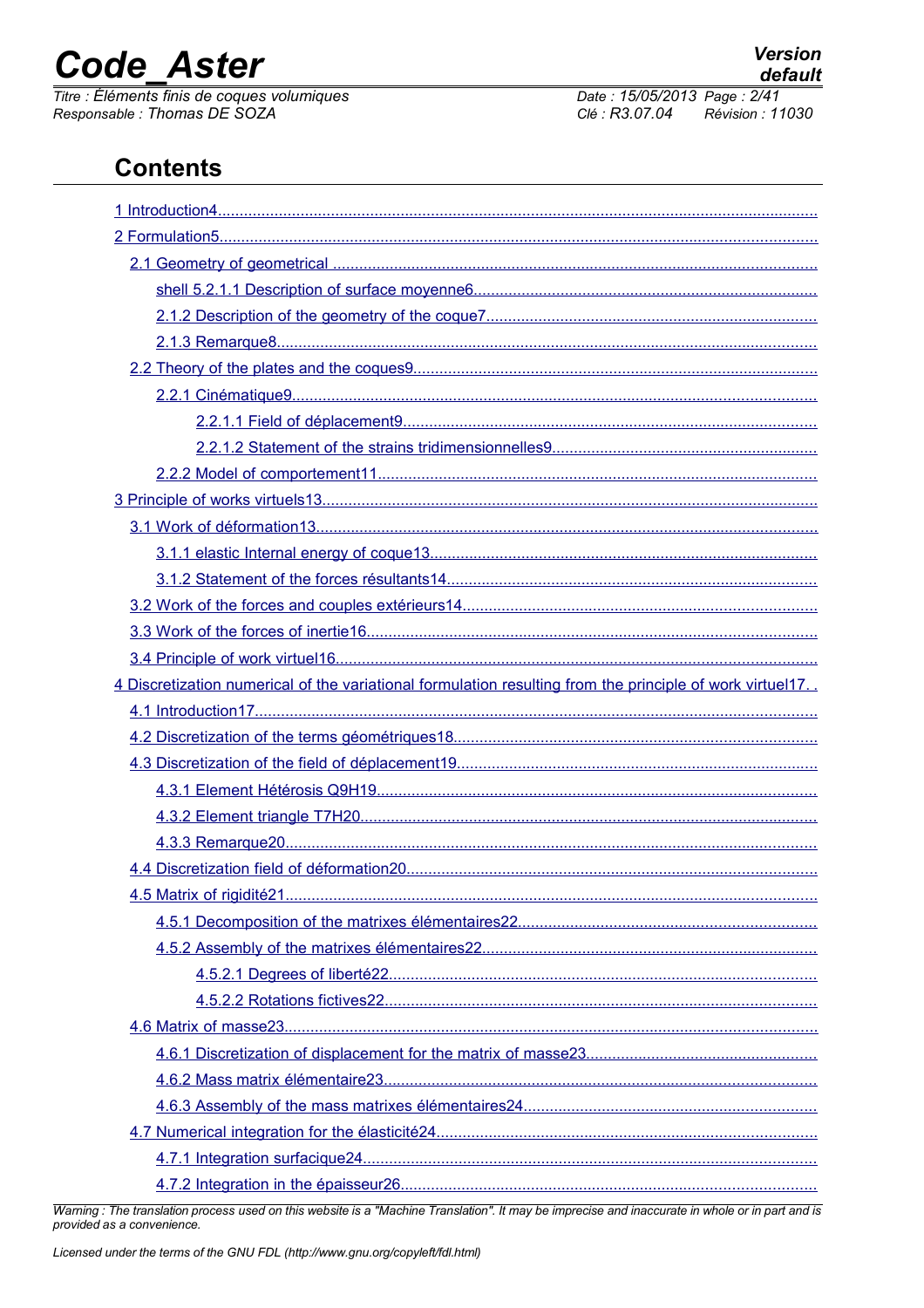# Contents

1 Introduction4
2 Formulation5
  2.1 Geometry of geometrical
    shell 5.2.1.1 Description of surface moyenne6
    2.1.2 Description of the geometry of the coque7
    2.1.3 Remarque8
  2.2 Theory of the plates and the coques9
    2.2.1 Cinématique9
      2.2.1.1 Field of déplacement9
      2.2.1.2 Statement of the strains tridimensionnelles9
    2.2.2 Model of comportement11
3 Principle of works virtuels13
  3.1 Work of déformation13
    3.1.1 elastic Internal energy of coque13
    3.1.2 Statement of the forces résultants14
  3.2 Work of the forces and couples extérieurs14
  3.3 Work of the forces of inertie16
  3.4 Principle of work virtuel16
4 Discretization numerical of the variational formulation resulting from the principle of work virtuel17
  4.1 Introduction17
  4.2 Discretization of the terms géométriques18
  4.3 Discretization of the field of déplacement19
    4.3.1 Element Hétérosis Q9H19
    4.3.2 Element triangle T7H20
    4.3.3 Remarque20
  4.4 Discretization field of déformation20
  4.5 Matrix of rigidité21
    4.5.1 Decomposition of the matrixes élémentaires22
    4.5.2 Assembly of the matrixes élémentaires22
      4.5.2.1 Degrees of liberté22
      4.5.2.2 Rotations fictives22
  4.6 Matrix of masse23
    4.6.1 Discretization of displacement for the matrix of masse23
    4.6.2 Mass matrix élémentaire23
    4.6.3 Assembly of the mass matrixes élémentaires24
  4.7 Numerical integration for the élasticité24
    4.7.1 Integration surfacique24
    4.7.2 Integration in the épaisseur26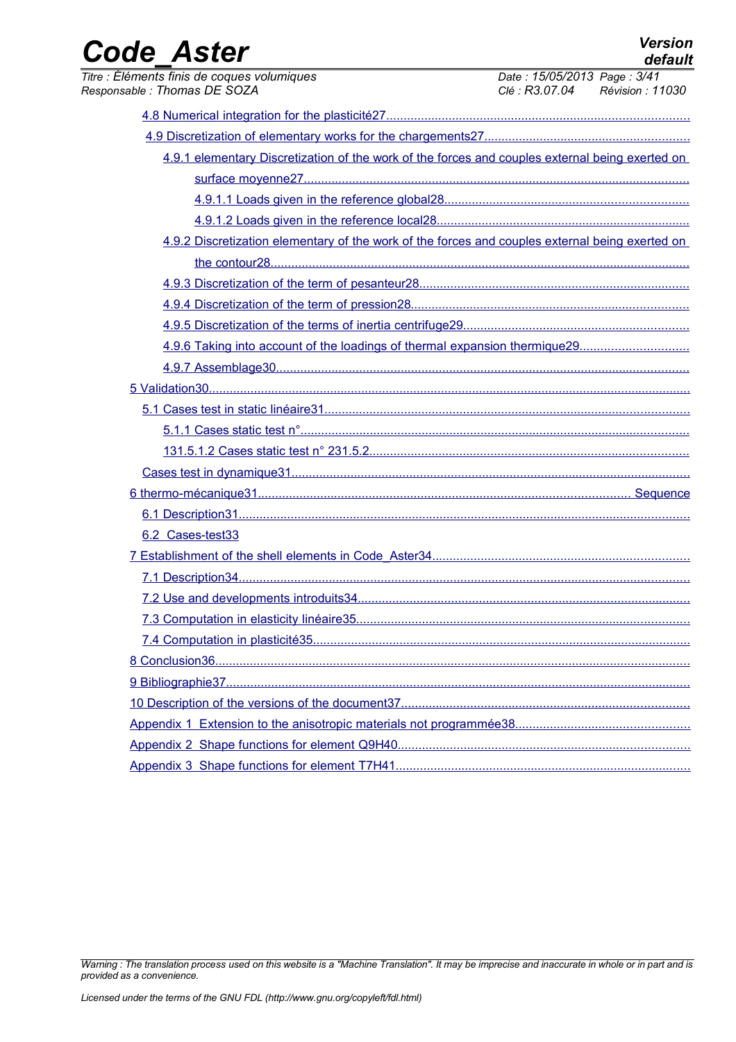4.8 Numerical integration for the plasticité27

4.9 Discretization of elementary works for the chargements27

4.9.1 elementary Discretization of the work of the forces and couples external being exerted on surface moyenne27

4.9.1.1 Loads given in the reference global28

4.9.1.2 Loads given in the reference local28

4.9.2 Discretization elementary of the work of the forces and couples external being exerted on the contour28

4.9.3 Discretization of the term of pesanteur28

4.9.4 Discretization of the term of pression28

4.9.5 Discretization of the terms of inertia centrifuge29

4.9.6 Taking into account of the loadings of thermal expansion thermique29

4.9.7 Assemblage30

5 Validation30

5.1 Cases test in static linéaire31

5.1.1 Cases static test n°

131.5.1.2 Cases static test n° 231.5.2

Cases test in dynamique31

6 thermo-mécanique31 Sequence

6.1 Description31

6.2 Cases-test33

7 Establishment of the shell elements in Code_Aster34

7.1 Description34

7.2 Use and developments introduits34

7.3 Computation in elasticity linéaire35

7.4 Computation in plasticité35

8 Conclusion36

9 Bibliographie37

10 Description of the versions of the document37

Appendix 1 Extension to the anisotropic materials not programmée38

Appendix 2 Shape functions for element Q9H40

Appendix 3 Shape functions for element T7H41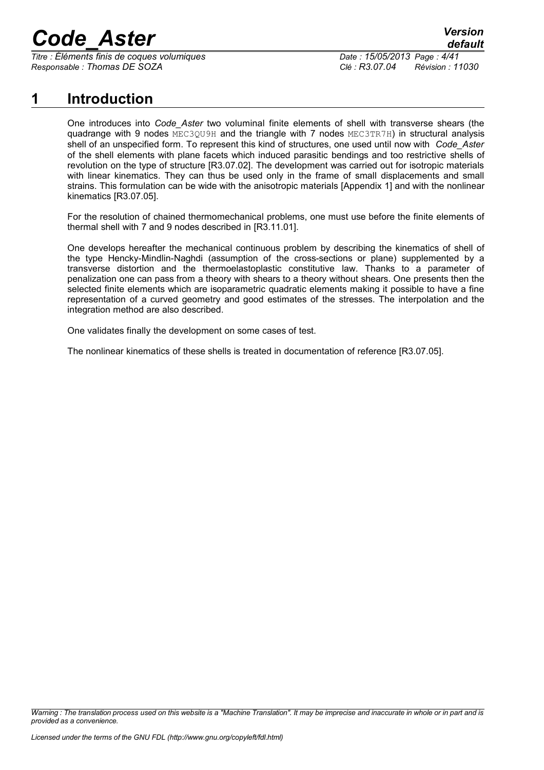# 1 Introduction

One introduces into *Code_Aster* two voluminal finite elements of shell with transverse shears (the quadrange with 9 nodes MEC3QU9H and the triangle with 7 nodes MEC3TR7H) in structural analysis shell of an unspecified form. To represent this kind of structures, one used until now with *Code_Aster* of the shell elements with plane facets which induced parasitic bendings and too restrictive shells of revolution on the type of structure [R3.07.02]. The development was carried out for isotropic materials with linear kinematics. They can thus be used only in the frame of small displacements and small strains. This formulation can be wide with the anisotropic materials [Appendix 1] and with the nonlinear kinematics [R3.07.05].

For the resolution of chained thermomechanical problems, one must use before the finite elements of thermal shell with 7 and 9 nodes described in [R3.11.01].

One develops hereafter the mechanical continuous problem by describing the kinematics of shell of the type Hencky-Mindlin-Naghdi (assumption of the cross-sections or plane) supplemented by a transverse distortion and the thermoelastoplastic constitutive law. Thanks to a parameter of penalization one can pass from a theory with shears to a theory without shears. One presents then the selected finite elements which are isoparametric quadratic elements making it possible to have a fine representation of a curved geometry and good estimates of the stresses. The interpolation and the integration method are also described.

One validates finally the development on some cases of test.

The nonlinear kinematics of these shells is treated in documentation of reference [R3.07.05].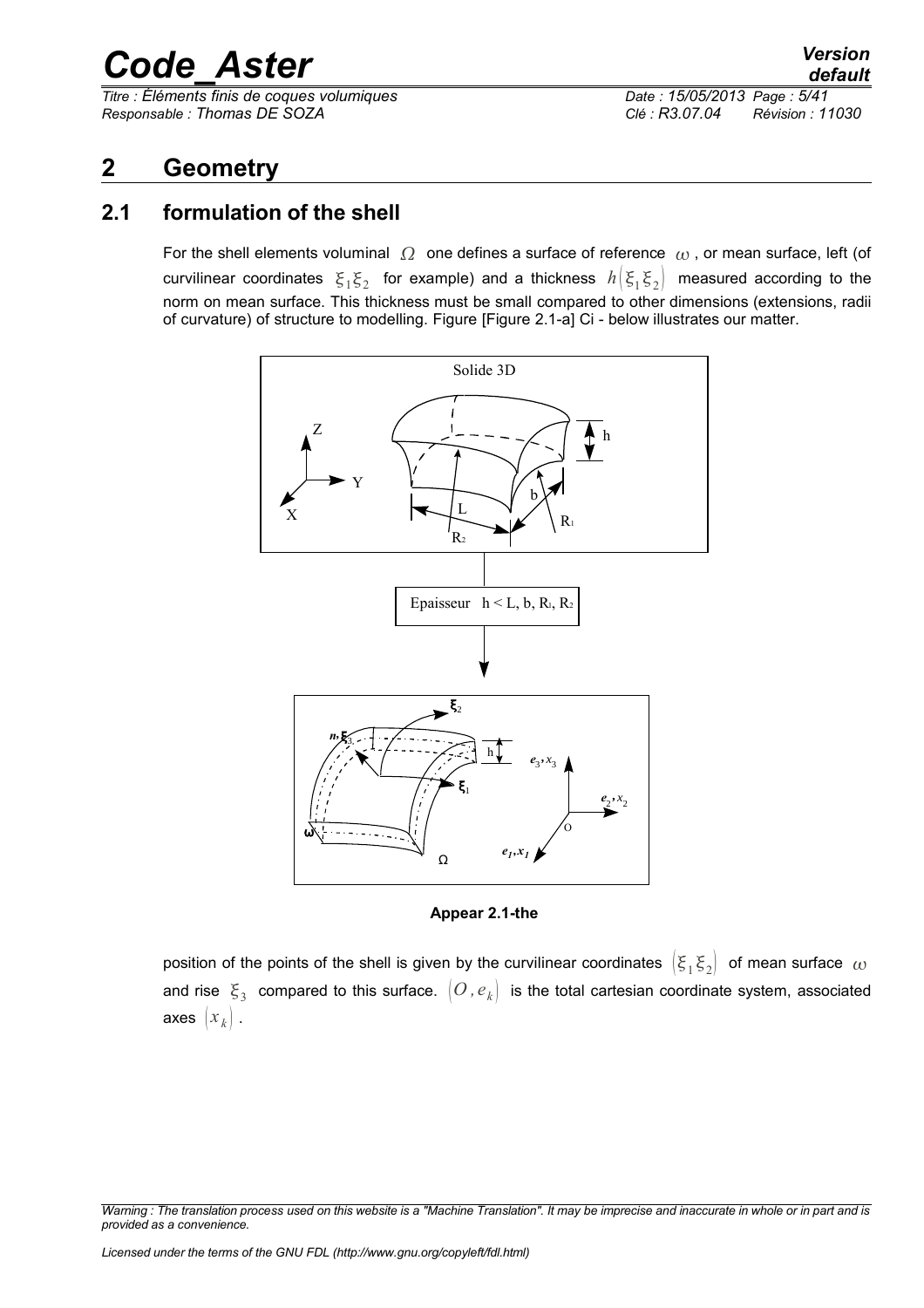## 2 Geometry

### 2.1 formulation of the shell

For the shell elements voluminal $\Omega$ one defines a surface of reference $\omega$, or mean surface, left (of curvilinear coordinates $\xi_1 \xi_2$ for example) and a thickness $h(\xi_1 \xi_2)$ measured according to the norm on mean surface. This thickness must be small compared to other dimensions (extensions, radii of curvature) of structure to modelling. Figure [Figure 2.1-a] Ci - below illustrates our matter.

Solide 3D

Epaisseur $h < L, b, R_1, R_2$

**Appear 2.1-the**

position of the points of the shell is given by the curvilinear coordinates $(\xi_1 \xi_2)$ of mean surface $\omega$ and rise $\xi_3$ compared to this surface. $(O, e_k)$ is the total cartesian coordinate system, associated axes $(x_k)$.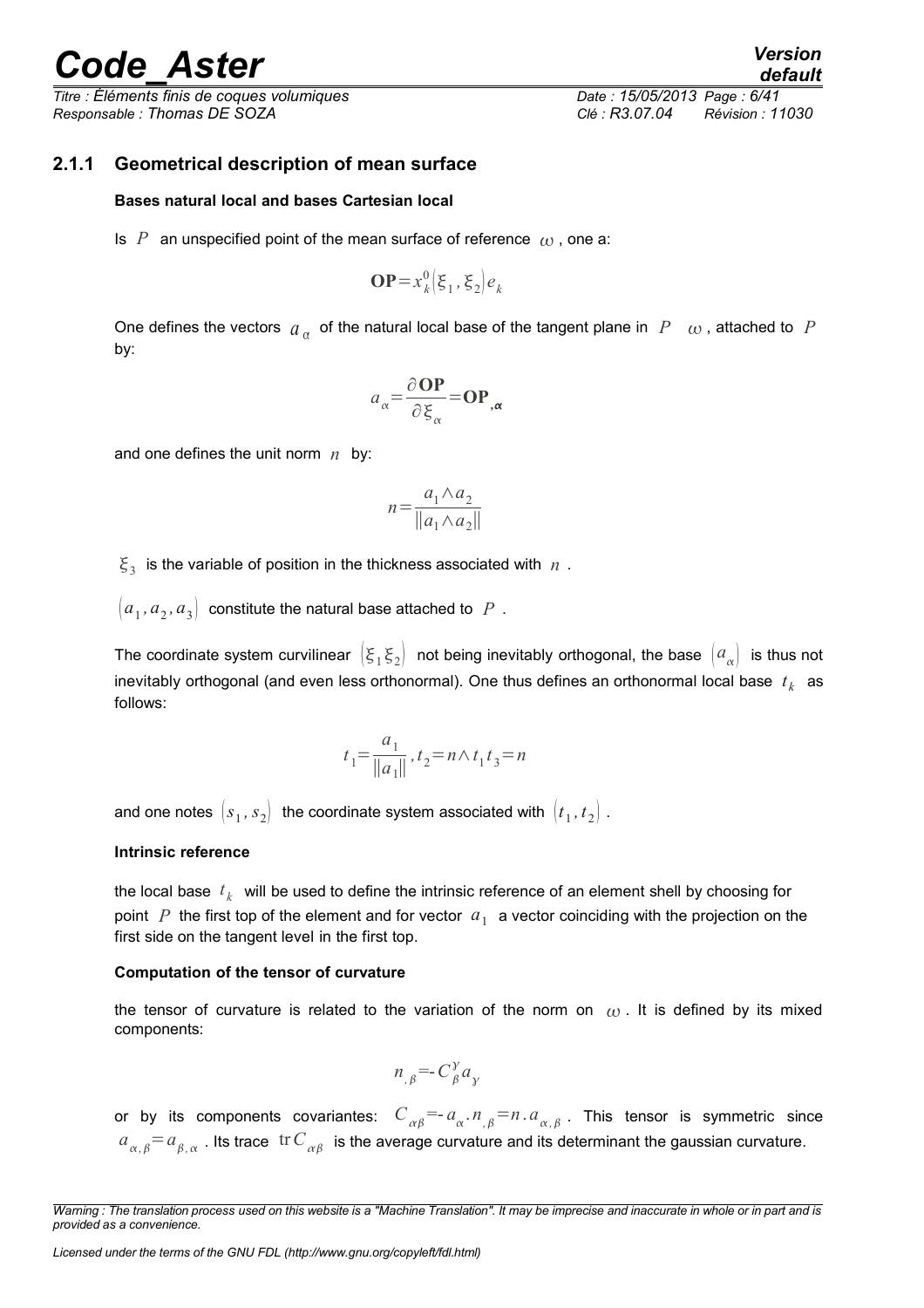### 2.1.1 Geometrical description of mean surface

**Bases natural local and bases Cartesian local**

Is $P$ an unspecified point of the mean surface of reference $\omega$, one a:

$$\mathbf{OP} = x_k^0\left(\xi_1, \xi_2\right) e_k$$

One defines the vectors $a_\alpha$ of the natural local base of the tangent plane in $P$ $\omega$, attached to $P$ by:

$$a_\alpha = \frac{\partial \mathbf{OP}}{\partial \xi_\alpha} = \mathbf{OP}_{,\boldsymbol{\alpha}}$$

and one defines the unit norm $n$ by:

$$n = \frac{a_1 \wedge a_2}{\left\| a_1 \wedge a_2 \right\|}$$

$\xi_3$ is the variable of position in the thickness associated with $n$.

$\left(a_1, a_2, a_3\right)$ constitute the natural base attached to $P$.

The coordinate system curvilinear $\left(\xi_1 \xi_2\right)$ not being inevitably orthogonal, the base $\left(a_\alpha\right)$ is thus not inevitably orthogonal (and even less orthonormal). One thus defines an orthonormal local base $t_k$ as follows:

$$t_1 = \frac{a_1}{\left\| a_1 \right\|}, t_2 = n \wedge t_1 t_3 = n$$

and one notes $\left(s_1, s_2\right)$ the coordinate system associated with $\left(t_1, t_2\right)$.

**Intrinsic reference**

the local base $t_k$ will be used to define the intrinsic reference of an element shell by choosing for point $P$ the first top of the element and for vector $a_1$ a vector coinciding with the projection on the first side on the tangent level in the first top.

**Computation of the tensor of curvature**

the tensor of curvature is related to the variation of the norm on $\omega$. It is defined by its mixed components:

$$n_{,\beta} = -C_\beta^\gamma a_\gamma$$

or by its components covariantes: $C_{\alpha\beta} = -a_\alpha . n_{,\beta} = n . a_{\alpha,\beta}$. This tensor is symmetric since $a_{\alpha,\beta} = a_{\beta,\alpha}$. Its trace $\operatorname{tr} C_{\alpha\beta}$ is the average curvature and its determinant the gaussian curvature.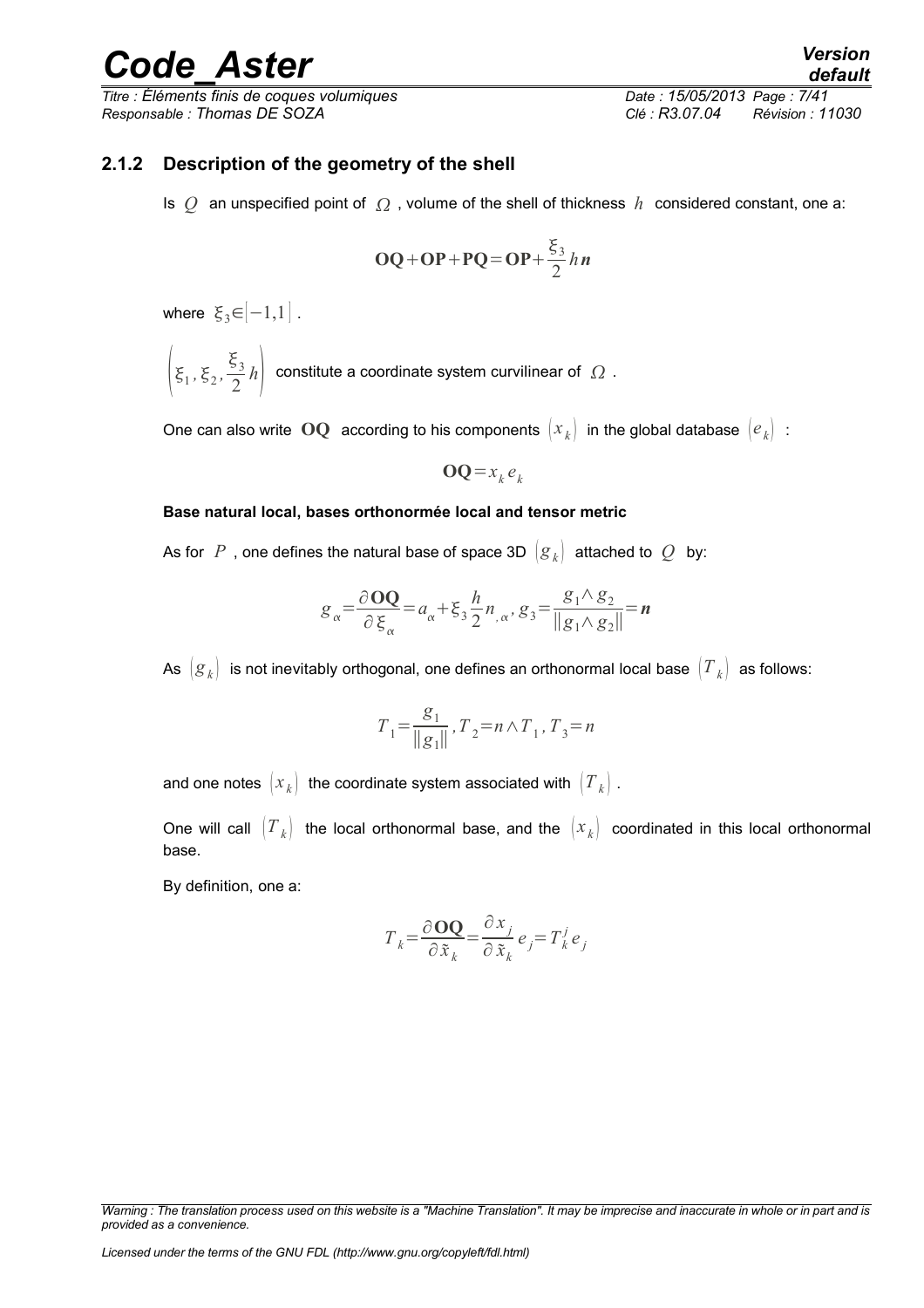### 2.1.2 Description of the geometry of the shell

Is $Q$ an unspecified point of $\Omega$, volume of the shell of thickness $h$ considered constant, one a:

$$\mathbf{OQ}+\mathbf{OP}+\mathbf{PQ}=\mathbf{OP}+\frac{\xi_3}{2}h\boldsymbol{n}$$

where $\xi_3 \in [-1,1]$.

$\left(\xi_1, \xi_2, \frac{\xi_3}{2}h\right)$ constitute a coordinate system curvilinear of $\Omega$.

One can also write $\mathbf{OQ}$ according to his components $(x_k)$ in the global database $(e_k)$ :

$$\mathbf{OQ}=x_k e_k$$

**Base natural local, bases orthonormée local and tensor metric**

As for $P$, one defines the natural base of space 3D $(g_k)$ attached to $Q$ by:

$$g_\alpha=\frac{\partial \mathbf{OQ}}{\partial \xi_\alpha}=a_\alpha+\xi_3\frac{h}{2}n_{,\alpha}, \; g_3=\frac{g_1 \wedge g_2}{\|g_1 \wedge g_2\|}=\boldsymbol{n}$$

As $(g_k)$ is not inevitably orthogonal, one defines an orthonormal local base $(T_k)$ as follows:

$$T_1=\frac{g_1}{\|g_1\|}, T_2=n \wedge T_1, T_3=n$$

and one notes $(x_k)$ the coordinate system associated with $(T_k)$.

One will call $(T_k)$ the local orthonormal base, and the $(x_k)$ coordinated in this local orthonormal base.

By definition, one a:

$$T_k=\frac{\partial \mathbf{OQ}}{\partial \tilde{x}_k}=\frac{\partial x_j}{\partial \tilde{x}_k}e_j=T_k^j e_j$$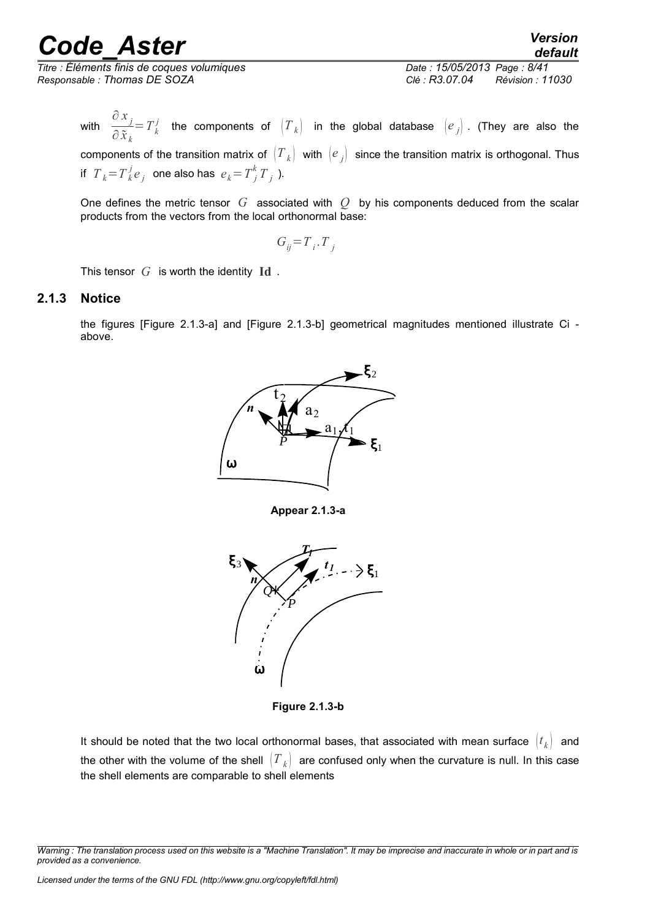with $\frac{\partial x_j}{\partial \tilde{x}_k} = T_k^j$ the components of $(T_k)$ in the global database $(e_j)$. (They are also the components of the transition matrix of $(T_k)$ with $(e_j)$ since the transition matrix is orthogonal. Thus if $T_k = T_k^j e_j$ one also has $e_k = T_j^k T_j$ ).

One defines the metric tensor $G$ associated with $Q$ by his components deduced from the scalar products from the vectors from the local orthonormal base:

$$G_{ij} = T_i . T_j$$

This tensor $G$ is worth the identity $\mathbf{Id}$ .

### 2.1.3 Notice

the figures [Figure 2.1.3-a] and [Figure 2.1.3-b] geometrical magnitudes mentioned illustrate Ci - above.

**Appear 2.1.3-a**

**Figure 2.1.3-b**

It should be noted that the two local orthonormal bases, that associated with mean surface $(t_k)$ and the other with the volume of the shell $(T_k)$ are confused only when the curvature is null. In this case the shell elements are comparable to shell elements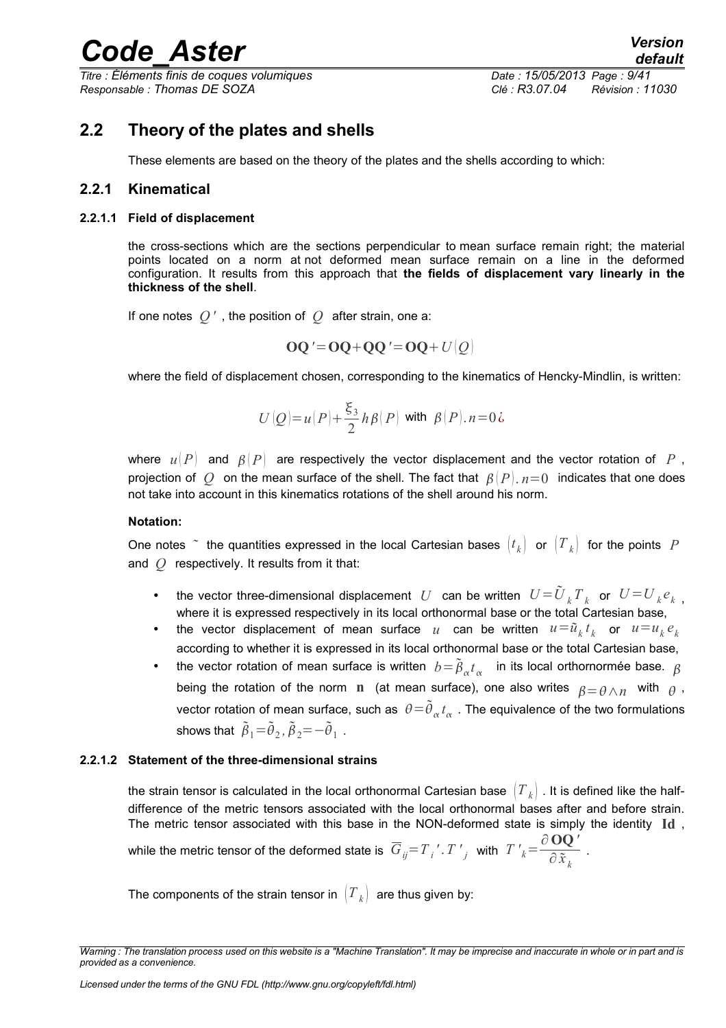## 2.2 Theory of the plates and shells

These elements are based on the theory of the plates and the shells according to which:

### 2.2.1 Kinematical

#### 2.2.1.1 Field of displacement

the cross-sections which are the sections perpendicular to mean surface remain right; the material points located on a norm at not deformed mean surface remain on a line in the deformed configuration. It results from this approach that **the fields of displacement vary linearly in the thickness of the shell**.

If one notes $Q'$, the position of $Q$ after strain, one a:

$$\mathbf{OQ}'=\mathbf{OQ}+\mathbf{QQ}'=\mathbf{OQ}+U(Q)$$

where the field of displacement chosen, corresponding to the kinematics of Hencky-Mindlin, is written:

$$U(Q)=u(P)+\frac{\xi_3}{2}h\beta(P) \text{ with } \beta(P).n=0¿$$

where $u(P)$ and $\beta(P)$ are respectively the vector displacement and the vector rotation of $P$, projection of $Q$ on the mean surface of the shell. The fact that $\beta(P).n=0$ indicates that one does not take into account in this kinematics rotations of the shell around his norm.

**Notation:**

One notes $\tilde{}$ the quantities expressed in the local Cartesian bases $(t_k)$ or $(T_k)$ for the points $P$ and $Q$ respectively. It results from it that:

- the vector three-dimensional displacement $U$ can be written $U=\tilde{U}_k T_k$ or $U=U_k e_k$, where it is expressed respectively in its local orthonormal base or the total Cartesian base,
- the vector displacement of mean surface $u$ can be written $u=\tilde{u}_k t_k$ or $u=u_k e_k$ according to whether it is expressed in its local orthonormal base or the total Cartesian base,
- the vector rotation of mean surface is written $b=\tilde{\beta}_\alpha t_\alpha$ in its local orthornormée base. $\beta$ being the rotation of the norm $\mathbf{n}$ (at mean surface), one also writes $\beta=\theta\wedge n$ with $\theta$, vector rotation of mean surface, such as $\theta=\tilde{\theta}_\alpha t_\alpha$. The equivalence of the two formulations shows that $\tilde{\beta}_1=\tilde{\theta}_2, \tilde{\beta}_2=-\tilde{\theta}_1$.

#### 2.2.1.2 Statement of the three-dimensional strains

the strain tensor is calculated in the local orthonormal Cartesian base $(T_k)$. It is defined like the half-difference of the metric tensors associated with the local orthonormal bases after and before strain. The metric tensor associated with this base in the NON-deformed state is simply the identity $\mathbf{Id}$, while the metric tensor of the deformed state is $\bar{G}_{ij}=T_i'.T_j'$ with $T'_k=\dfrac{\partial\mathbf{OQ}'}{\partial\tilde{x}_k}$.

The components of the strain tensor in $(T_k)$ are thus given by: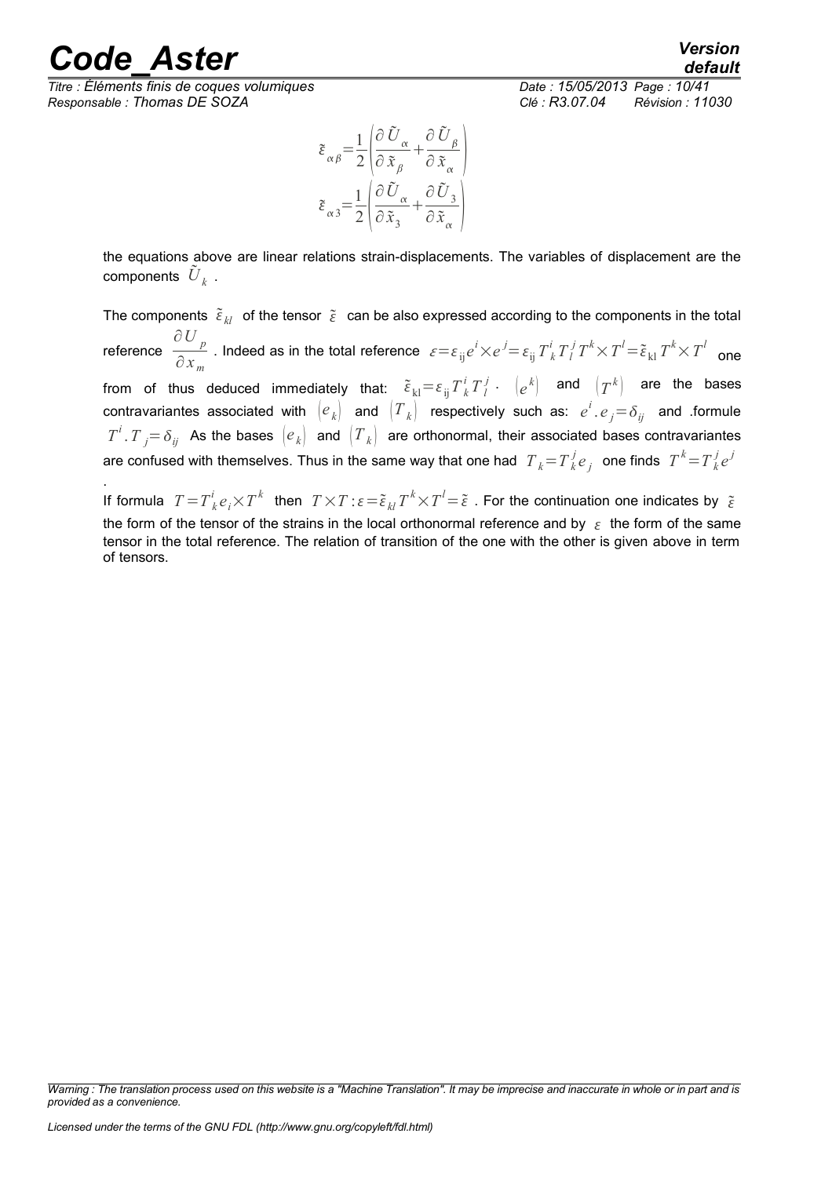$$\tilde{\varepsilon}_{\alpha\beta}=\frac{1}{2}\left(\frac{\partial \tilde{U}_{\alpha}}{\partial \tilde{x}_{\beta}}+\frac{\partial \tilde{U}_{\beta}}{\partial \tilde{x}_{\alpha}}\right)$$

$$\tilde{\varepsilon}_{\alpha 3}=\frac{1}{2}\left(\frac{\partial \tilde{U}_{\alpha}}{\partial \tilde{x}_{3}}+\frac{\partial \tilde{U}_{3}}{\partial \tilde{x}_{\alpha}}\right)$$

the equations above are linear relations strain-displacements. The variables of displacement are the components $\tilde{U}_k$ .

The components $\tilde{\varepsilon}_{kl}$ of the tensor $\tilde{\varepsilon}$ can be also expressed according to the components in the total reference $\frac{\partial U_p}{\partial x_m}$ . Indeed as in the total reference $\varepsilon=\varepsilon_{ij} e^i \times e^j=\varepsilon_{ij} T^i_k T^j_l T^k \times T^l=\tilde{\varepsilon}_{kl} T^k \times T^l$ one from of thus deduced immediately that: $\tilde{\varepsilon}_{kl}=\varepsilon_{ij} T^i_k T^j_l$ . $(e^k)$ and $(T^k)$ are the bases contravariantes associated with $(e_k)$ and $(T_k)$ respectively such as: $e^i . e_j=\delta_{ij}$ and .formule $T^i . T_j=\delta_{ij}$ As the bases $(e_k)$ and $(T_k)$ are orthonormal, their associated bases contravariantes are confused with themselves. Thus in the same way that one had $T_k=T^j_k e_j$ one finds $T^k=T^j_k e^j$ .

If formula $T=T^i_k e_i \times T^k$ then $T \times T : \varepsilon=\tilde{\varepsilon}_{kl} T^k \times T^l=\tilde{\varepsilon}$ . For the continuation one indicates by $\tilde{\varepsilon}$ the form of the tensor of the strains in the local orthonormal reference and by $\varepsilon$ the form of the same tensor in the total reference. The relation of transition of the one with the other is given above in term of tensors.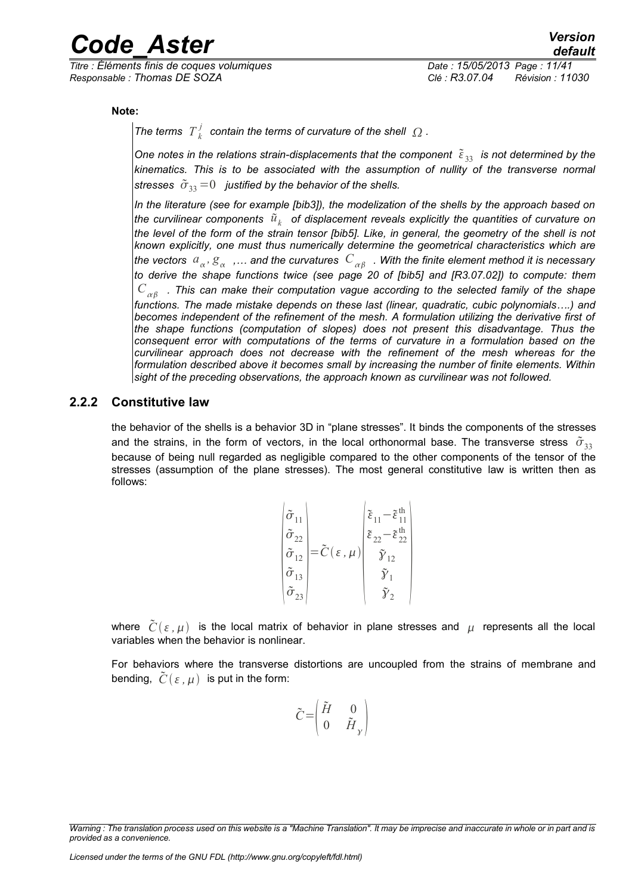**Note:**

*The terms $T_k^j$ contain the terms of curvature of the shell $\Omega$.*

*One notes in the relations strain-displacements that the component $\tilde{\varepsilon}_{33}$ is not determined by the kinematics. This is to be associated with the assumption of nullity of the transverse normal stresses $\tilde{\sigma}_{33}=0$ justified by the behavior of the shells.*

*In the literature (see for example [bib3]), the modelization of the shells by the approach based on the curvilinear components $\tilde{u}_k$ of displacement reveals explicitly the quantities of curvature on the level of the form of the strain tensor [bib5]. Like, in general, the geometry of the shell is not known explicitly, one must thus numerically determine the geometrical characteristics which are the vectors $a_\alpha, g_\alpha$ ,… and the curvatures $C_{\alpha\beta}$ . With the finite element method it is necessary to derive the shape functions twice (see page 20 of [bib5] and [R3.07.02]) to compute: them $C_{\alpha\beta}$ . This can make their computation vague according to the selected family of the shape functions. The made mistake depends on these last (linear, quadratic, cubic polynomials….) and becomes independent of the refinement of the mesh. A formulation utilizing the derivative first of the shape functions (computation of slopes) does not present this disadvantage. Thus the consequent error with computations of the terms of curvature in a formulation based on the curvilinear approach does not decrease with the refinement of the mesh whereas for the formulation described above it becomes small by increasing the number of finite elements. Within sight of the preceding observations, the approach known as curvilinear was not followed.*

### 2.2.2 Constitutive law

the behavior of the shells is a behavior 3D in "plane stresses". It binds the components of the stresses and the strains, in the form of vectors, in the local orthonormal base. The transverse stress $\tilde{\sigma}_{33}$ because of being null regarded as negligible compared to the other components of the tensor of the stresses (assumption of the plane stresses). The most general constitutive law is written then as follows:

$$\begin{pmatrix} \tilde{\sigma}_{11} \\ \tilde{\sigma}_{22} \\ \tilde{\sigma}_{12} \\ \tilde{\sigma}_{13} \\ \tilde{\sigma}_{23} \end{pmatrix} = \tilde{C}(\varepsilon,\mu) \begin{pmatrix} \tilde{\varepsilon}_{11}-\tilde{\varepsilon}_{11}^{\text{th}} \\ \tilde{\varepsilon}_{22}-\tilde{\varepsilon}_{22}^{\text{th}} \\ \tilde{\gamma}_{12} \\ \tilde{\gamma}_{1} \\ \tilde{\gamma}_{2} \end{pmatrix}$$

where $\tilde{C}(\varepsilon,\mu)$ is the local matrix of behavior in plane stresses and $\mu$ represents all the local variables when the behavior is nonlinear.

For behaviors where the transverse distortions are uncoupled from the strains of membrane and bending, $\tilde{C}(\varepsilon,\mu)$ is put in the form:

$$\tilde{C} = \begin{pmatrix} \tilde{H} & 0 \\ 0 & \tilde{H}_\gamma \end{pmatrix}$$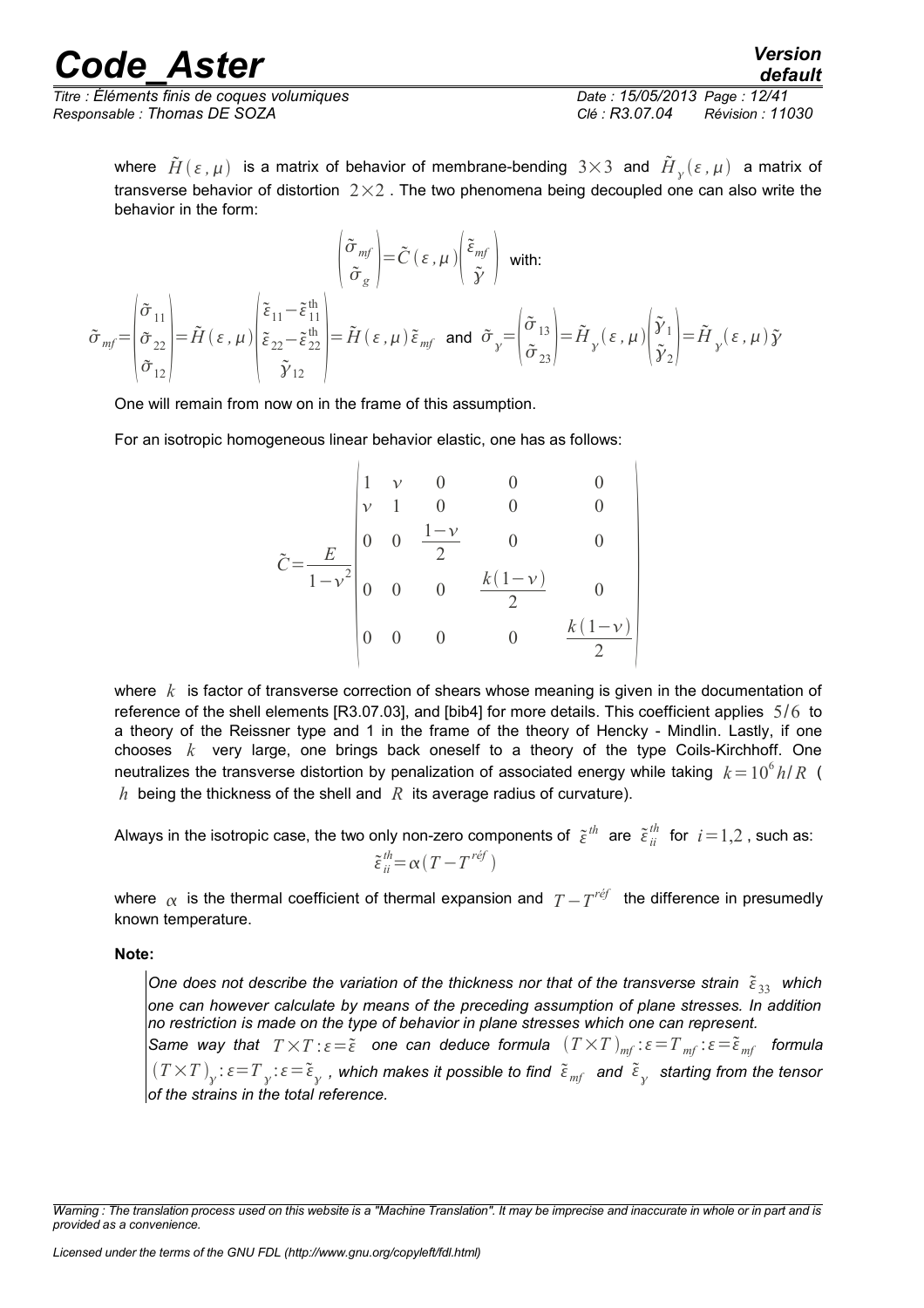where $\tilde{H}(\varepsilon, \mu)$ is a matrix of behavior of membrane-bending $3\times3$ and $\tilde{H}_{\gamma}(\varepsilon, \mu)$ a matrix of transverse behavior of distortion $2\times2$. The two phenomena being decoupled one can also write the behavior in the form:

$$\begin{pmatrix} \tilde{\sigma}_{mf} \\ \tilde{\sigma}_{g} \end{pmatrix} = \tilde{C}(\varepsilon, \mu) \begin{pmatrix} \tilde{\varepsilon}_{mf} \\ \tilde{\gamma} \end{pmatrix} \text{ with:}$$

$$\tilde{\sigma}_{mf} = \begin{pmatrix} \tilde{\sigma}_{11} \\ \tilde{\sigma}_{22} \\ \tilde{\sigma}_{12} \end{pmatrix} = \tilde{H}(\varepsilon, \mu) \begin{pmatrix} \tilde{\varepsilon}_{11} - \tilde{\varepsilon}_{11}^{\text{th}} \\ \tilde{\varepsilon}_{22} - \tilde{\varepsilon}_{22}^{\text{th}} \\ \tilde{\gamma}_{12} \end{pmatrix} = \tilde{H}(\varepsilon, \mu)\tilde{\varepsilon}_{mf} \text{ and } \tilde{\sigma}_{\gamma} = \begin{pmatrix} \tilde{\sigma}_{13} \\ \tilde{\sigma}_{23} \end{pmatrix} = \tilde{H}_{\gamma}(\varepsilon, \mu) \begin{pmatrix} \tilde{\gamma}_{1} \\ \tilde{\gamma}_{2} \end{pmatrix} = \tilde{H}_{\gamma}(\varepsilon, \mu)\tilde{\gamma}$$

One will remain from now on in the frame of this assumption.

For an isotropic homogeneous linear behavior elastic, one has as follows:

$$\tilde{C} = \frac{E}{1-\nu^2} \begin{pmatrix} 1 & \nu & 0 & 0 & 0 \\ \nu & 1 & 0 & 0 & 0 \\ 0 & 0 & \frac{1-\nu}{2} & 0 & 0 \\ 0 & 0 & 0 & \frac{k(1-\nu)}{2} & 0 \\ 0 & 0 & 0 & 0 & \frac{k(1-\nu)}{2} \end{pmatrix}$$

where $k$ is factor of transverse correction of shears whose meaning is given in the documentation of reference of the shell elements [R3.07.03], and [bib4] for more details. This coefficient applies $5/6$ to a theory of the Reissner type and 1 in the frame of the theory of Hencky - Mindlin. Lastly, if one chooses $k$ very large, one brings back oneself to a theory of the type Coils-Kirchhoff. One neutralizes the transverse distortion by penalization of associated energy while taking $k = 10^6 h/R$ ( $h$ being the thickness of the shell and $R$ its average radius of curvature).

Always in the isotropic case, the two only non-zero components of $\tilde{\varepsilon}^{th}$ are $\tilde{\varepsilon}_{ii}^{th}$ for $i=1,2$, such as:

$$\tilde{\varepsilon}_{ii}^{th} = \alpha(T - T^{réf})$$

where $\alpha$ is the thermal coefficient of thermal expansion and $T - T^{réf}$ the difference in presumedly known temperature.

**Note:**

*One does not describe the variation of the thickness nor that of the transverse strain $\tilde{\varepsilon}_{33}$ which one can however calculate by means of the preceding assumption of plane stresses. In addition no restriction is made on the type of behavior in plane stresses which one can represent.*
*Same way that $T\times T : \varepsilon = \tilde{\varepsilon}$ one can deduce formula $(T\times T)_{mf} : \varepsilon = T_{mf} : \varepsilon = \tilde{\varepsilon}_{mf}$ formula $(T\times T)_{\gamma} : \varepsilon = T_{\gamma} : \varepsilon = \tilde{\varepsilon}_{\gamma}$, which makes it possible to find $\tilde{\varepsilon}_{mf}$ and $\tilde{\varepsilon}_{\gamma}$ starting from the tensor of the strains in the total reference.*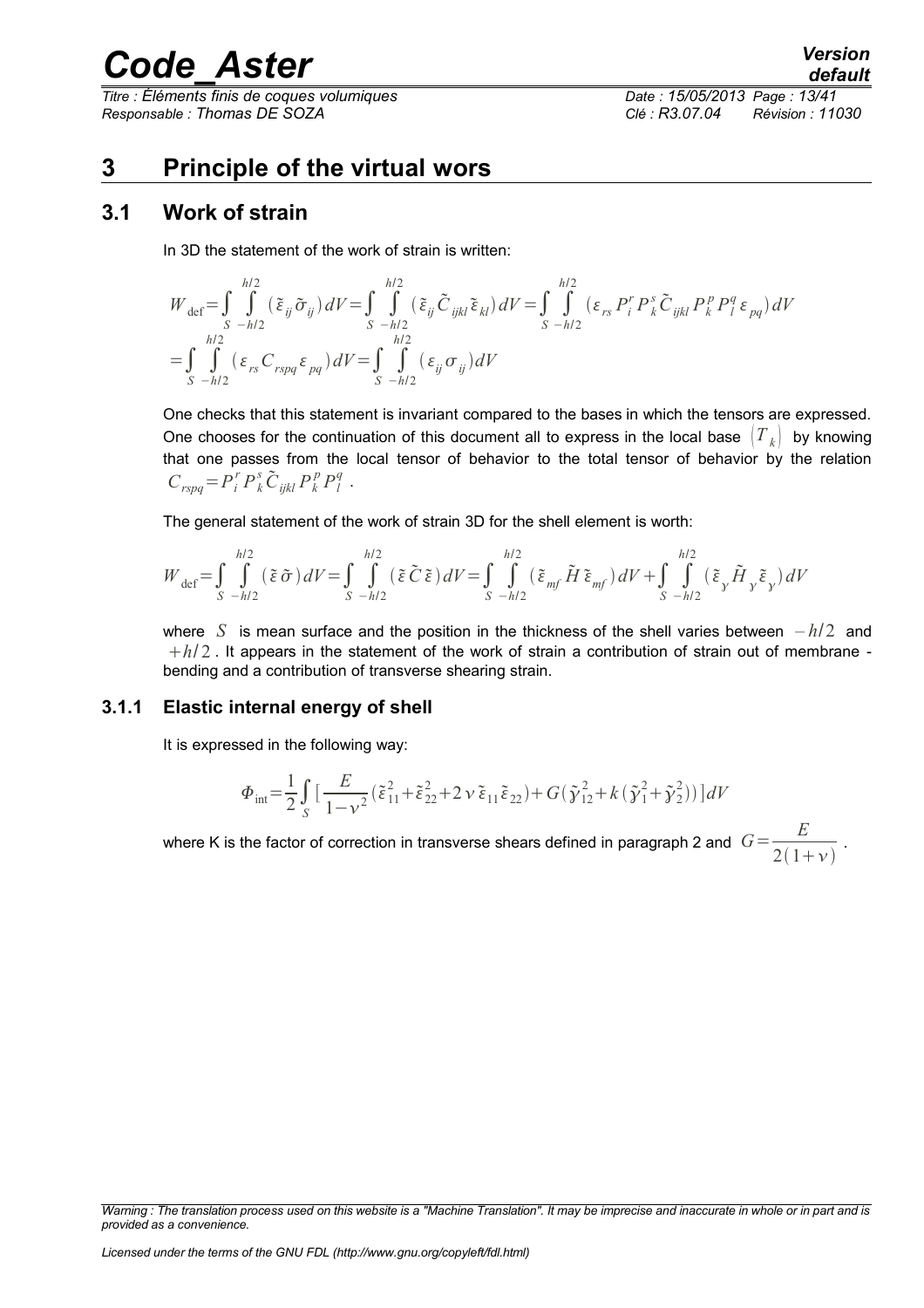# 3 Principle of the virtual wors

## 3.1 Work of strain

In 3D the statement of the work of strain is written:

$$W_{\text{def}} = \int_S \int_{-h/2}^{h/2} (\tilde{\varepsilon}_{ij} \tilde{\sigma}_{ij}) dV = \int_S \int_{-h/2}^{h/2} (\tilde{\varepsilon}_{ij} \tilde{C}_{ijkl} \tilde{\varepsilon}_{kl}) dV = \int_S \int_{-h/2}^{h/2} (\varepsilon_{rs} P_i^r P_k^s \tilde{C}_{ijkl} P_k^p P_l^q \varepsilon_{pq}) dV$$

$$= \int_S \int_{-h/2}^{h/2} (\varepsilon_{rs} C_{rspq} \varepsilon_{pq}) dV = \int_S \int_{-h/2}^{h/2} (\varepsilon_{ij} \sigma_{ij}) dV$$

One checks that this statement is invariant compared to the bases in which the tensors are expressed. One chooses for the continuation of this document all to express in the local base $(T_k)$ by knowing that one passes from the local tensor of behavior to the total tensor of behavior by the relation $C_{rspq} = P_i^r P_k^s \tilde{C}_{ijkl} P_k^p P_l^q$.

The general statement of the work of strain 3D for the shell element is worth:

$$W_{\text{def}} = \int_S \int_{-h/2}^{h/2} (\tilde{\varepsilon}\, \tilde{\sigma}) dV = \int_S \int_{-h/2}^{h/2} (\tilde{\varepsilon}\, \tilde{C}\, \tilde{\varepsilon}) dV = \int_S \int_{-h/2}^{h/2} (\tilde{\varepsilon}_{mf}\, \tilde{H}\, \tilde{\varepsilon}_{mf}) dV + \int_S \int_{-h/2}^{h/2} (\tilde{\varepsilon}_{\gamma}\, \tilde{H}_{\gamma}\, \tilde{\varepsilon}_{\gamma}) dV$$

where $S$ is mean surface and the position in the thickness of the shell varies between $-h/2$ and $+h/2$. It appears in the statement of the work of strain a contribution of strain out of membrane - bending and a contribution of transverse shearing strain.

### 3.1.1 Elastic internal energy of shell

It is expressed in the following way:

$$\Phi_{\text{int}} = \frac{1}{2} \int_S \left[ \frac{E}{1-\nu^2} (\tilde{\varepsilon}_{11}^2 + \tilde{\varepsilon}_{22}^2 + 2\nu\, \tilde{\varepsilon}_{11} \tilde{\varepsilon}_{22}) + G(\tilde{\gamma}_{12}^2 + k(\tilde{\gamma}_1^2 + \tilde{\gamma}_2^2)) \right] dV$$

where K is the factor of correction in transverse shears defined in paragraph 2 and $G = \dfrac{E}{2(1+\nu)}$.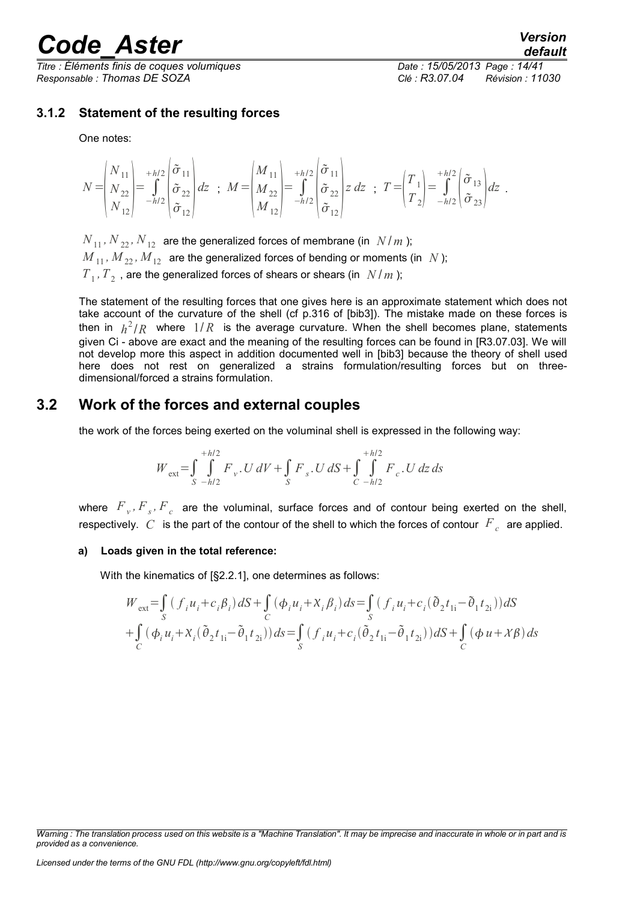### 3.1.2 Statement of the resulting forces

One notes:

$$N=\begin{pmatrix} N_{11} \\ N_{22} \\ N_{12} \end{pmatrix}=\int_{-h/2}^{+h/2}\begin{pmatrix} \tilde{\sigma}_{11} \\ \tilde{\sigma}_{22} \\ \tilde{\sigma}_{12} \end{pmatrix} dz \;\; ; \;\; M=\begin{pmatrix} M_{11} \\ M_{22} \\ M_{12} \end{pmatrix}=\int_{-h/2}^{+h/2}\begin{pmatrix} \tilde{\sigma}_{11} \\ \tilde{\sigma}_{22} \\ \tilde{\sigma}_{12} \end{pmatrix} z\, dz \;\; ; \;\; T=\begin{pmatrix} T_1 \\ T_2 \end{pmatrix}=\int_{-h/2}^{+h/2}\begin{pmatrix} \tilde{\sigma}_{13} \\ \tilde{\sigma}_{23} \end{pmatrix} dz \; .$$

$N_{11}, N_{22}, N_{12}$ are the generalized forces of membrane (in $N/m$);
$M_{11}, M_{22}, M_{12}$ are the generalized forces of bending or moments (in $N$);
$T_1, T_2$ , are the generalized forces of shears or shears (in $N/m$);

The statement of the resulting forces that one gives here is an approximate statement which does not take account of the curvature of the shell (cf p.316 of [bib3]). The mistake made on these forces is then in $h^2/R$ where $1/R$ is the average curvature. When the shell becomes plane, statements given Ci - above are exact and the meaning of the resulting forces can be found in [R3.07.03]. We will not develop more this aspect in addition documented well in [bib3] because the theory of shell used here does not rest on generalized a strains formulation/resulting forces but on three-dimensional/forced a strains formulation.

## 3.2 Work of the forces and external couples

the work of the forces being exerted on the voluminal shell is expressed in the following way:

$$W_{\text{ext}}=\int_S \int_{-h/2}^{+h/2} F_v . U \, dV+\int_S F_s . U \, dS+\int_C \int_{-h/2}^{+h/2} F_c . U \, dz \, ds$$

where $F_v, F_s, F_c$ are the voluminal, surface forces and of contour being exerted on the shell, respectively. $C$ is the part of the contour of the shell to which the forces of contour $F_c$ are applied.

**a) Loads given in the total reference:**

With the kinematics of [§2.2.1], one determines as follows:

$$\begin{aligned} W_{\text{ext}} &= \int_S (f_i u_i + c_i \beta_i) dS + \int_C (\phi_i u_i + X_i \beta_i) ds = \int_S (f_i u_i + c_i (\tilde{\theta}_2 t_{1i} - \tilde{\theta}_1 t_{2i})) dS \\ &+ \int_C (\phi_i u_i + X_i (\tilde{\theta}_2 t_{1i} - \tilde{\theta}_1 t_{2i})) ds = \int_S (f_i u_i + c_i (\tilde{\theta}_2 t_{1i} - \tilde{\theta}_1 t_{2i})) dS + \int_C (\phi u + X \beta) ds \end{aligned}$$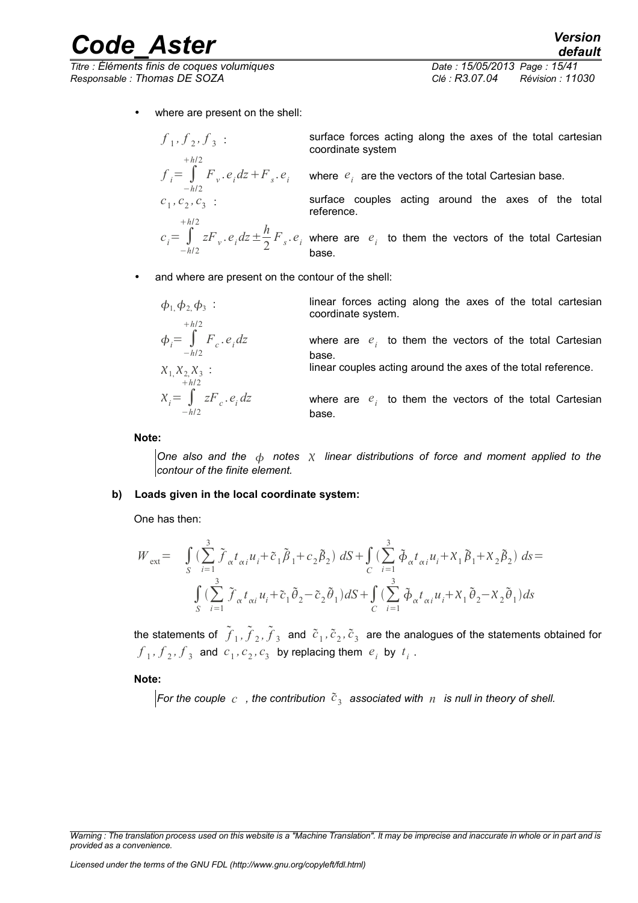- where are present on the shell:

$f_1, f_2, f_3$ : surface forces acting along the axes of the total cartesian coordinate system

$f_i = \int_{-h/2}^{+h/2} F_v . e_i dz + F_s . e_i$ where $e_i$ are the vectors of the total Cartesian base.

$c_1, c_2, c_3$ : surface couples acting around the axes of the total reference.

$c_i = \int_{-h/2}^{+h/2} z F_v . e_i dz \pm \frac{h}{2} F_s . e_i$ where are $e_i$ to them the vectors of the total Cartesian base.

- and where are present on the contour of the shell:

$\phi_1, \phi_2, \phi_3$ : linear forces acting along the axes of the total cartesian coordinate system.

$\phi_i = \int_{-h/2}^{+h/2} F_c . e_i dz$ where are $e_i$ to them the vectors of the total Cartesian base.

$\chi_1, \chi_2, \chi_3$ : linear couples acting around the axes of the total reference.

$\chi_i = \int_{-h/2}^{+h/2} z F_c . e_i dz$ where are $e_i$ to them the vectors of the total Cartesian base.

**Note:**

*One also and the $\phi$ notes $\chi$ linear distributions of force and moment applied to the contour of the finite element.*

**b) Loads given in the local coordinate system:**

One has then:

$$W_{\text{ext}} = \int_S \left(\sum_{i=1}^{3} \tilde{f}_\alpha t_{\alpha i} u_i + \tilde{c}_1 \tilde{\beta}_1 + c_2 \tilde{\beta}_2\right) dS + \int_C \left(\sum_{i=1}^{3} \tilde{\phi}_\alpha t_{\alpha i} u_i + \chi_1 \tilde{\beta}_1 + \chi_2 \tilde{\beta}_2\right) ds =$$
$$\int_S \left(\sum_{i=1}^{3} \tilde{f}_\alpha t_{\alpha i} u_i + \tilde{c}_1 \tilde{\theta}_2 - \tilde{c}_2 \tilde{\theta}_1\right) dS + \int_C \left(\sum_{i=1}^{3} \tilde{\phi}_\alpha t_{\alpha i} u_i + \chi_1 \tilde{\theta}_2 - \chi_2 \tilde{\theta}_1\right) ds$$

the statements of $\tilde{f}_1, \tilde{f}_2, \tilde{f}_3$ and $\tilde{c}_1, \tilde{c}_2, \tilde{c}_3$ are the analogues of the statements obtained for $f_1, f_2, f_3$ and $c_1, c_2, c_3$ by replacing them $e_i$ by $t_i$.

**Note:**

*For the couple $c$ , the contribution $\tilde{c}_3$ associated with $n$ is null in theory of shell.*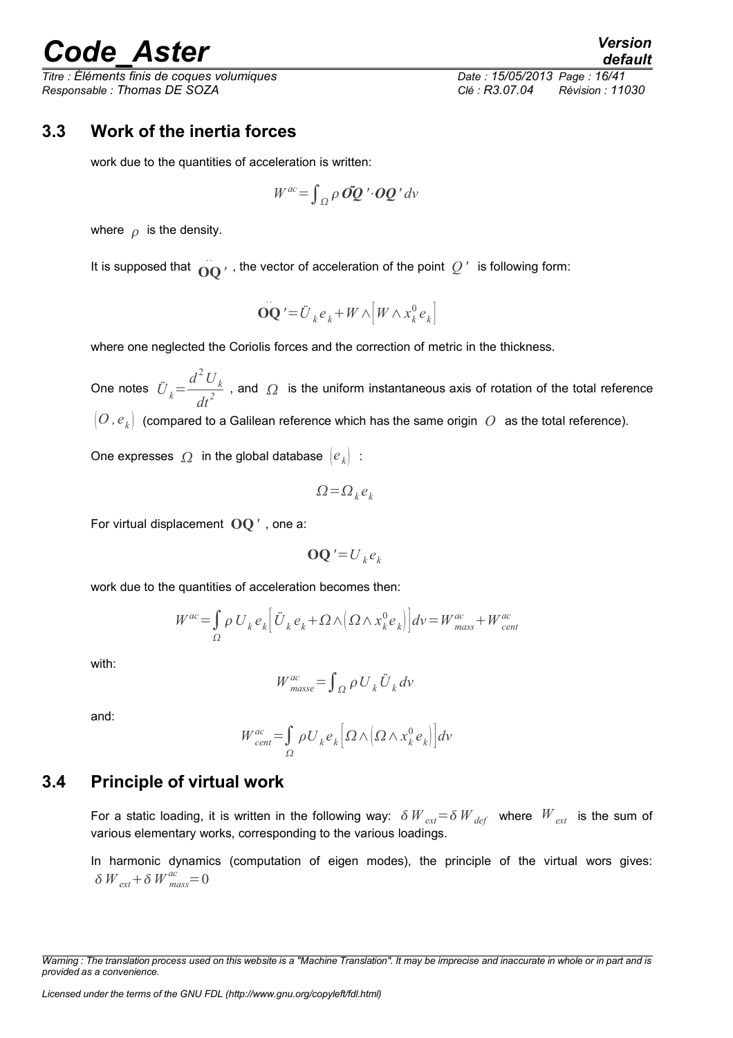## 3.3 Work of the inertia forces

work due to the quantities of acceleration is written:

$$W^{ac} = \int_{\Omega} \rho \ddot{\boldsymbol{OQ}}' \cdot \boldsymbol{OQ}' \, dv$$

where $\rho$ is the density.

It is supposed that $\ddot{\mathbf{OQ}}'$, the vector of acceleration of the point $Q'$ is following form:

$$\ddot{\mathbf{OQ}}' = \ddot{U}_k e_k + W \wedge \left[ W \wedge x_k^0 e_k \right]$$

where one neglected the Coriolis forces and the correction of metric in the thickness.

One notes $\ddot{U}_k = \dfrac{d^2 U_k}{dt^2}$, and $\Omega$ is the uniform instantaneous axis of rotation of the total reference $\left( O, e_k \right)$ (compared to a Galilean reference which has the same origin $O$ as the total reference).

One expresses $\Omega$ in the global database $\left( e_k \right)$ :

$$\Omega = \Omega_k e_k$$

For virtual displacement $\mathbf{OQ}'$, one a:

$$\mathbf{OQ}' = U_k e_k$$

work due to the quantities of acceleration becomes then:

$$W^{ac} = \int_{\Omega} \rho \, U_k e_k \left[ \ddot{U}_k e_k + \Omega \wedge \left( \Omega \wedge x_k^0 e_k \right) \right] dv = W_{mass}^{ac} + W_{cent}^{ac}$$

with:

$$W_{masse}^{ac} = \int_{\Omega} \rho \, U_k \ddot{U}_k \, dv$$

and:

$$W_{cent}^{ac} = \int_{\Omega} \rho U_k e_k \left[ \Omega \wedge \left( \Omega \wedge x_k^0 e_k \right) \right] dv$$

## 3.4 Principle of virtual work

For a static loading, it is written in the following way: $\delta W_{ext} = \delta W_{def}$ where $W_{ext}$ is the sum of various elementary works, corresponding to the various loadings.

In harmonic dynamics (computation of eigen modes), the principle of the virtual wors gives: $\delta W_{ext} + \delta W_{mass}^{ac} = 0$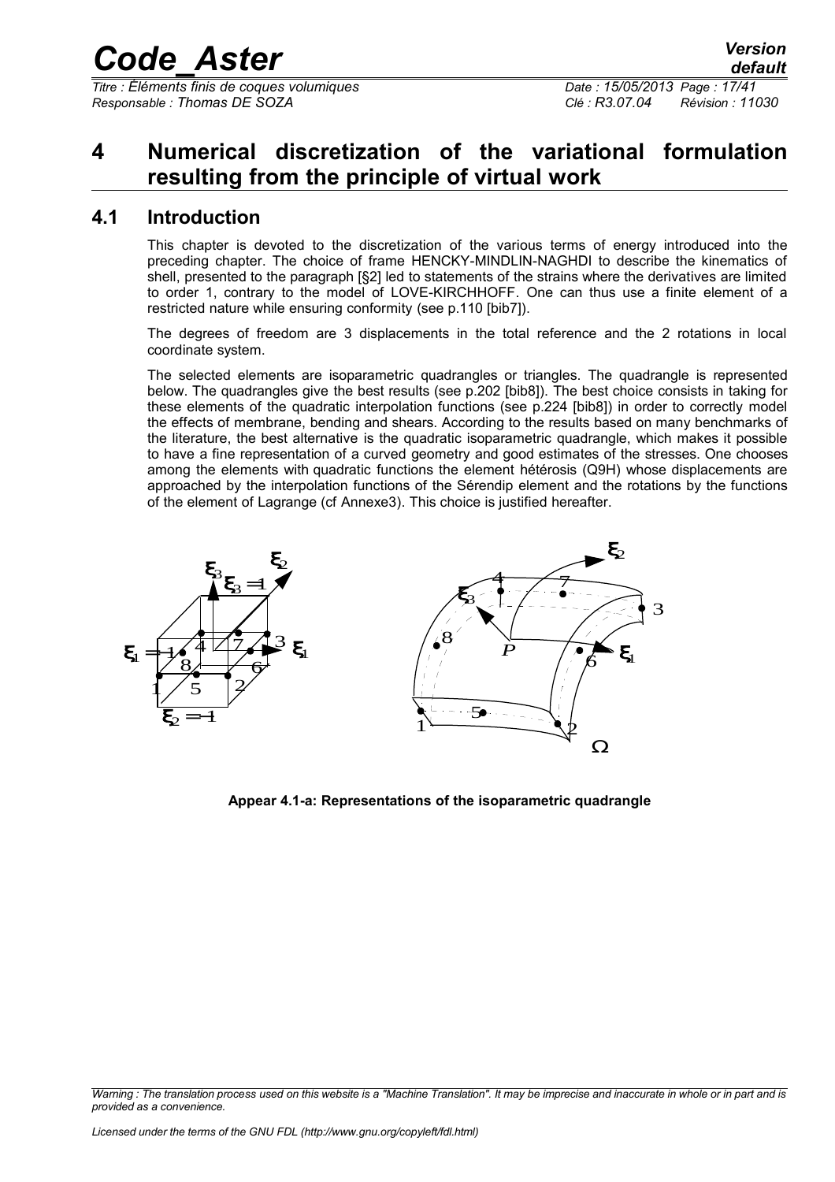# 4 Numerical discretization of the variational formulation resulting from the principle of virtual work

## 4.1 Introduction

This chapter is devoted to the discretization of the various terms of energy introduced into the preceding chapter. The choice of frame HENCKY-MINDLIN-NAGHDI to describe the kinematics of shell, presented to the paragraph [§2] led to statements of the strains where the derivatives are limited to order 1, contrary to the model of LOVE-KIRCHHOFF. One can thus use a finite element of a restricted nature while ensuring conformity (see p.110 [bib7]).

The degrees of freedom are 3 displacements in the total reference and the 2 rotations in local coordinate system.

The selected elements are isoparametric quadrangles or triangles. The quadrangle is represented below. The quadrangles give the best results (see p.202 [bib8]). The best choice consists in taking for these elements of the quadratic interpolation functions (see p.224 [bib8]) in order to correctly model the effects of membrane, bending and shears. According to the results based on many benchmarks of the literature, the best alternative is the quadratic isoparametric quadrangle, which makes it possible to have a fine representation of a curved geometry and good estimates of the stresses. One chooses among the elements with quadratic functions the element hétérosis (Q9H) whose displacements are approached by the interpolation functions of the Sérendip element and the rotations by the functions of the element of Lagrange (cf Annexe3). This choice is justified hereafter.

**Appear 4.1-a: Representations of the isoparametric quadrangle**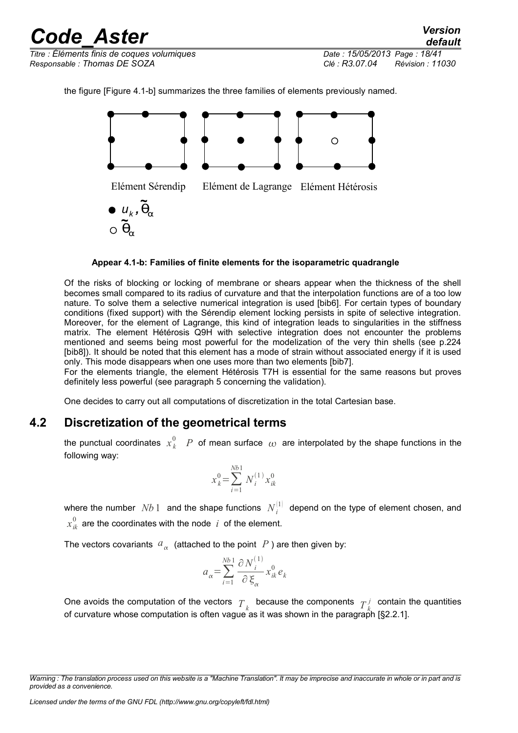the figure [Figure 4.1-b] summarizes the three families of elements previously named.

Elément Sérendip    Elément de Lagrange    Elément Hétérosis

● $u_k, \tilde{\theta}_\alpha$
○ $\tilde{\theta}_\alpha$

**Appear 4.1-b: Families of finite elements for the isoparametric quadrangle**

Of the risks of blocking or locking of membrane or shears appear when the thickness of the shell becomes small compared to its radius of curvature and that the interpolation functions are of a too low nature. To solve them a selective numerical integration is used [bib6]. For certain types of boundary conditions (fixed support) with the Sérendip element locking persists in spite of selective integration. Moreover, for the element of Lagrange, this kind of integration leads to singularities in the stiffness matrix. The element Hétérosis Q9H with selective integration does not encounter the problems mentioned and seems being most powerful for the modelization of the very thin shells (see p.224 [bib8]). It should be noted that this element has a mode of strain without associated energy if it is used only. This mode disappears when one uses more than two elements [bib7].
For the elements triangle, the element Hétérosis T7H is essential for the same reasons but proves definitely less powerful (see paragraph 5 concerning the validation).

One decides to carry out all computations of discretization in the total Cartesian base.

## 4.2 Discretization of the geometrical terms

the punctual coordinates $x_k^0$ $P$ of mean surface $\omega$ are interpolated by the shape functions in the following way:

$$x_k^0 = \sum_{i=1}^{Nb1} N_i^{(1)} x_{ik}^0$$

where the number $Nb1$ and the shape functions $N_i^{(1)}$ depend on the type of element chosen, and $x_{ik}^0$ are the coordinates with the node $i$ of the element.

The vectors covariants $a_\alpha$ (attached to the point $P$) are then given by:

$$a_\alpha = \sum_{i=1}^{Nb1} \frac{\partial N_i^{(1)}}{\partial \xi_\alpha} x_{ik}^0 e_k$$

One avoids the computation of the vectors $T_k$ because the components $T_k^j$ contain the quantities of curvature whose computation is often vague as it was shown in the paragraph [§2.2.1].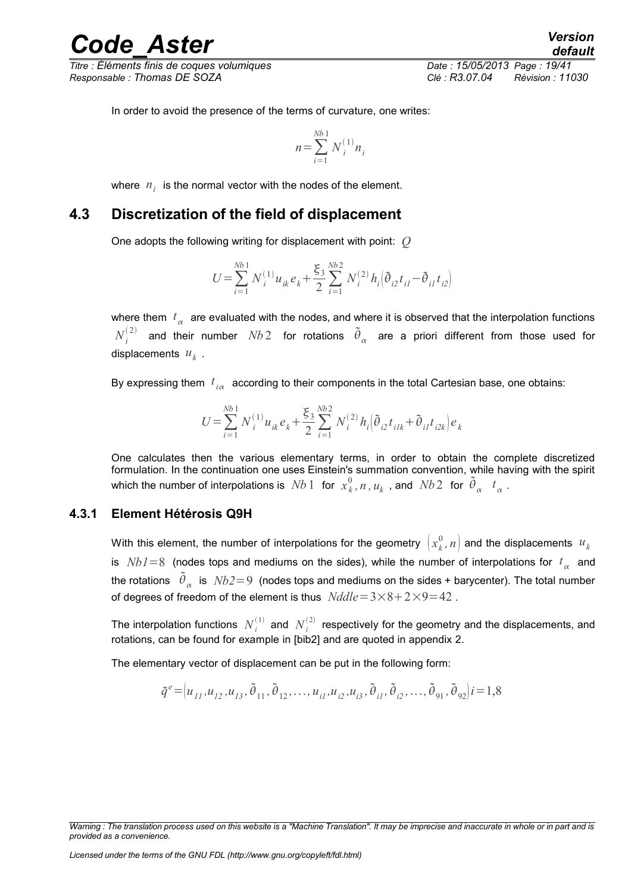In order to avoid the presence of the terms of curvature, one writes:

$$n=\sum_{i=1}^{Nb\,1} N_i^{(1)} n_i$$

where $n_i$ is the normal vector with the nodes of the element.

## 4.3 Discretization of the field of displacement

One adopts the following writing for displacement with point: $Q$

$$U=\sum_{i=1}^{Nb\,1} N_i^{(1)} u_{ik} e_k+\frac{\xi_3}{2}\sum_{i=1}^{Nb\,2} N_i^{(2)} h_i\left(\tilde{\theta}_{i2} t_{i1}-\tilde{\theta}_{i1} t_{i2}\right)$$

where them $t_\alpha$ are evaluated with the nodes, and where it is observed that the interpolation functions $N_i^{(2)}$ and their number $Nb\,2$ for rotations $\tilde{\theta}_\alpha$ are a priori different from those used for displacements $u_k$.

By expressing them $t_{i\alpha}$ according to their components in the total Cartesian base, one obtains:

$$U=\sum_{i=1}^{Nb\,1} N_i^{(1)} u_{ik} e_k+\frac{\xi_3}{2}\sum_{i=1}^{Nb\,2} N_i^{(2)} h_i\left(\tilde{\theta}_{i2} t_{i1k}+\tilde{\theta}_{i1} t_{i2k}\right) e_k$$

One calculates then the various elementary terms, in order to obtain the complete discretized formulation. In the continuation one uses Einstein's summation convention, while having with the spirit which the number of interpolations is $Nb\,1$ for $x_k^0, n, u_k$, and $Nb\,2$ for $\tilde{\theta}_\alpha$ $t_\alpha$.

### 4.3.1 Element Hétérosis Q9H

With this element, the number of interpolations for the geometry $\left(x_k^0, n\right)$ and the displacements $u_k$ is $Nb1=8$ (nodes tops and mediums on the sides), while the number of interpolations for $t_\alpha$ and the rotations $\tilde{\theta}_\alpha$ is $Nb2=9$ (nodes tops and mediums on the sides + barycenter). The total number of degrees of freedom of the element is thus $Nddle=3\times 8+2\times 9=42$.

The interpolation functions $N_i^{(1)}$ and $N_i^{(2)}$ respectively for the geometry and the displacements, and rotations, can be found for example in [bib2] and are quoted in appendix 2.

The elementary vector of displacement can be put in the following form:

$$\tilde{q}^e=\left(u_{11}, u_{12}, u_{13}, \tilde{\theta}_{11}, \tilde{\theta}_{12}, \ldots, u_{i1}, u_{i2}, u_{i3}, \tilde{\theta}_{i1}, \tilde{\theta}_{i2}, \ldots, \tilde{\theta}_{91}, \tilde{\theta}_{92}\right) i=1,8$$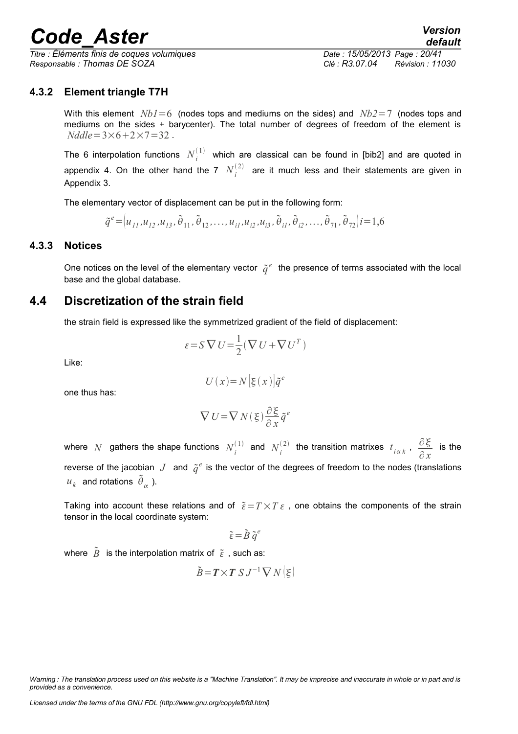### 4.3.2 Element triangle T7H

With this element $Nb1=6$ (nodes tops and mediums on the sides) and $Nb2=7$ (nodes tops and mediums on the sides + barycenter). The total number of degrees of freedom of the element is $Nddle=3\times 6+2\times 7=32$ .

The 6 interpolation functions $N_i^{(1)}$ which are classical can be found in [bib2] and are quoted in appendix 4. On the other hand the 7 $N_i^{(2)}$ are it much less and their statements are given in Appendix 3.

The elementary vector of displacement can be put in the following form:

$$\tilde{q}^e=\left(u_{11},u_{12},u_{13},\tilde{\theta}_{11},\tilde{\theta}_{12},\ldots,u_{i1},u_{i2},u_{i3},\tilde{\theta}_{i1},\tilde{\theta}_{i2},\ldots,\tilde{\theta}_{71},\tilde{\theta}_{72}\right)i=1,6$$

### 4.3.3 Notices

One notices on the level of the elementary vector $\tilde{q}^e$ the presence of terms associated with the local base and the global database.

## 4.4 Discretization of the strain field

the strain field is expressed like the symmetrized gradient of the field of displacement:

$$\varepsilon=S\nabla U=\frac{1}{2}(\nabla U+\nabla U^T)$$

Like:

$$U(x)=N\left[\xi(x)\right]\tilde{q}^e$$

one thus has:

$$\nabla U=\nabla N(\xi)\frac{\partial \xi}{\partial x}\tilde{q}^e$$

where $N$ gathers the shape functions $N_i^{(1)}$ and $N_i^{(2)}$ the transition matrixes $t_{i\alpha k}$ , $\frac{\partial \xi}{\partial x}$ is the reverse of the jacobian $J$ and $\tilde{q}^e$ is the vector of the degrees of freedom to the nodes (translations $u_k$ and rotations $\tilde{\theta}_\alpha$ ).

Taking into account these relations and of $\tilde{\varepsilon}=T\times T\,\varepsilon$ , one obtains the components of the strain tensor in the local coordinate system:

$$\tilde{\varepsilon}=\tilde{B}\,\tilde{q}^e$$

where $\tilde{B}$ is the interpolation matrix of $\tilde{\varepsilon}$ , such as:

$$\tilde{B}=\boldsymbol{T}\times\boldsymbol{T}\;S\,J^{-1}\nabla N\left(\xi\right)$$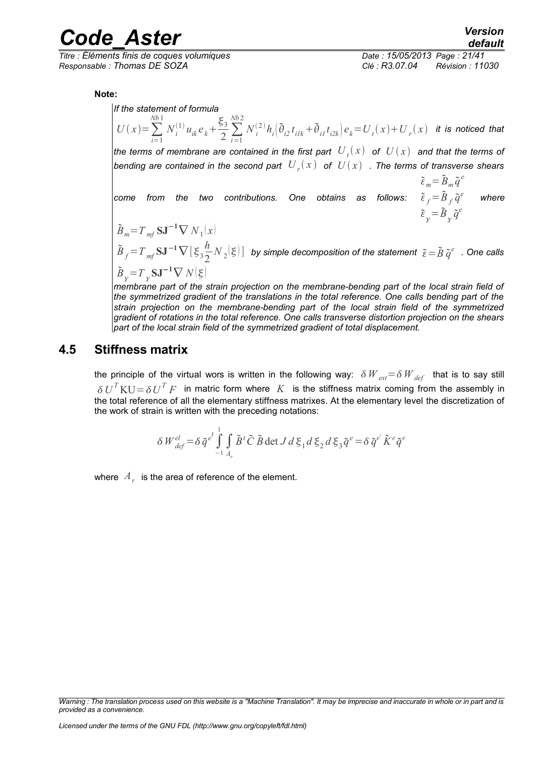**Note:**

*If the statement of formula* $U(x)=\sum_{i=1}^{Nb1} N_i^{(1)} u_{ik} e_k + \frac{\xi_3}{2}\sum_{i=1}^{Nb2} N_i^{(2)} h_i \left(\tilde{\theta}_{i2} t_{i1k} + \tilde{\theta}_{i1} t_{i2k}\right) e_k = U_t(x)+U_r(x)$ *it is noticed that the terms of membrane are contained in the first part* $U_t(x)$ *of* $U(x)$ *and that the terms of bending are contained in the second part* $U_r(x)$ *of* $U(x)$ *. The terms of transverse shears come from the two contributions. One obtains as follows:*

$$\tilde{\varepsilon}_m=\tilde{B}_m \tilde{q}^e$$
$$\tilde{\varepsilon}_f=\tilde{B}_f \tilde{q}^e$$
$$\tilde{\varepsilon}_\gamma=\tilde{B}_\gamma \tilde{q}^e$$

*where*

$$\tilde{B}_m=T_{mf}\,\mathbf{SJ^{-1}}\nabla N_1(x)$$
$$\tilde{B}_f=T_{mf}\,\mathbf{SJ^{-1}}\nabla\left[\xi_3 \frac{h}{2} N_2(\xi)\right]$$
$$\tilde{B}_\gamma=T_\gamma\,\mathbf{SJ^{-1}}\nabla N(\xi)$$

*by simple decomposition of the statement* $\tilde{\varepsilon}=\tilde{B}\,\tilde{q}^e$ *. One calls membrane part of the strain projection on the membrane-bending part of the local strain field of the symmetrized gradient of the translations in the total reference. One calls bending part of the strain projection on the membrane-bending part of the local strain field of the symmetrized gradient of rotations in the total reference. One calls transverse distortion projection on the shears part of the local strain field of the symmetrized gradient of total displacement.*

## 4.5 Stiffness matrix

the principle of the virtual wors is written in the following way: $\delta W_{ext}=\delta W_{def}$ that is to say still $\delta U^T \mathrm{KU}=\delta U^T F$ in matric form where $K$ is the stiffness matrix coming from the assembly in the total reference of all the elementary stiffness matrixes. At the elementary level the discretization of the work of strain is written with the preceding notations:

$$\delta W_{def}^{el}=\delta \tilde{q}^{e^t}\int_{-1}^{1}\int_{A_r}\tilde{B}^t\,\tilde{C}\,\tilde{B}\det J\,d\xi_1\,d\xi_2\,d\xi_3\,\tilde{q}^e=\delta\tilde{q}^{e^t}\,\tilde{K}^e\,\tilde{q}^e$$

where $A_r$ is the area of reference of the element.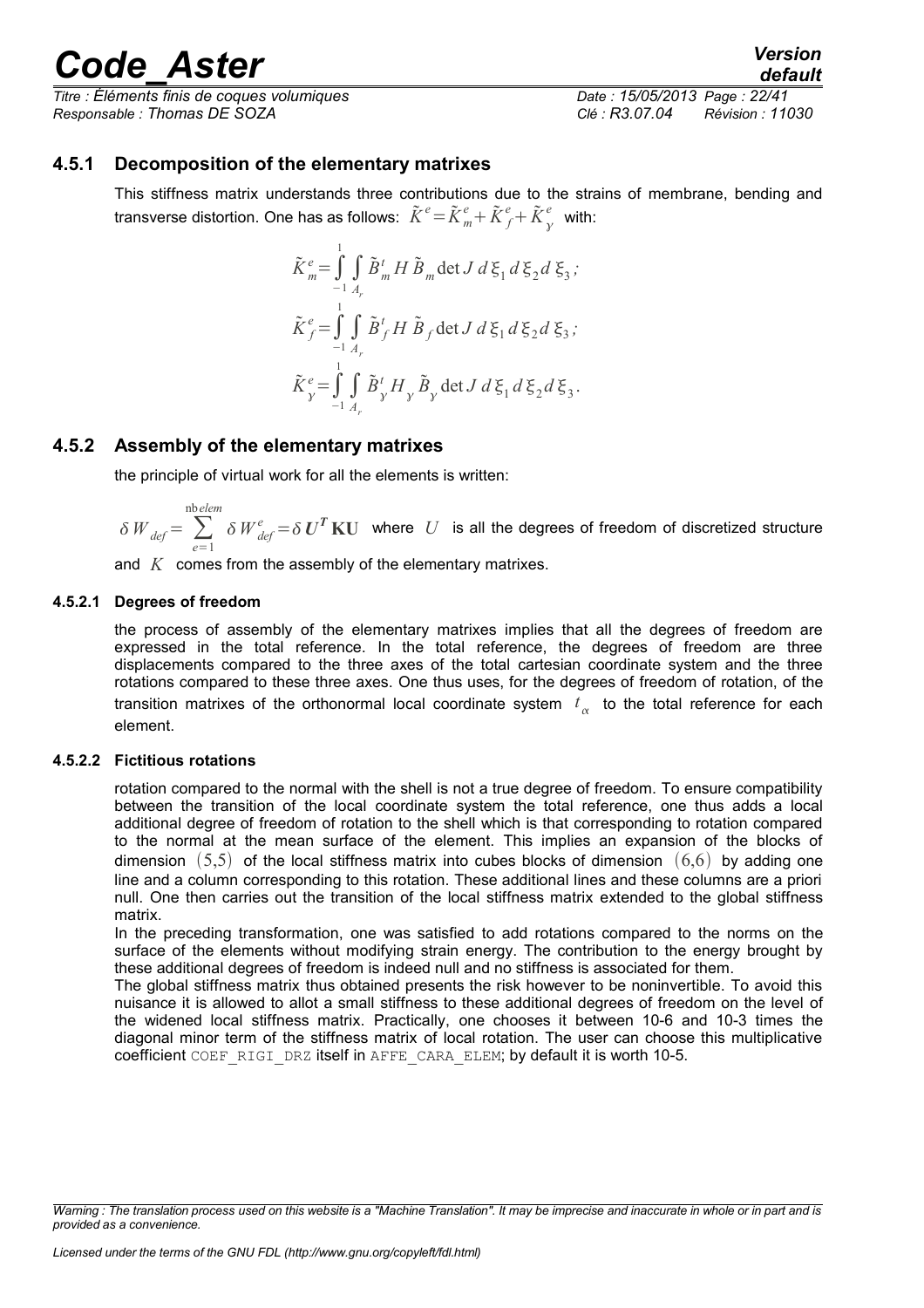### 4.5.1 Decomposition of the elementary matrixes

This stiffness matrix understands three contributions due to the strains of membrane, bending and transverse distortion. One has as follows: $\tilde{K}^e = \tilde{K}^e_m + \tilde{K}^e_f + \tilde{K}^e_\gamma$ with:

$$\tilde{K}^e_m = \int_{-1}^{1} \int_{A_r} \tilde{B}^t_m H \tilde{B}_m \det J \, d\xi_1 \, d\xi_2 \, d\xi_3 \, ;$$

$$\tilde{K}^e_f = \int_{-1}^{1} \int_{A_r} \tilde{B}^t_f H \tilde{B}_f \det J \, d\xi_1 \, d\xi_2 \, d\xi_3 \, ;$$

$$\tilde{K}^e_\gamma = \int_{-1}^{1} \int_{A_r} \tilde{B}^t_\gamma H_\gamma \tilde{B}_\gamma \det J \, d\xi_1 \, d\xi_2 \, d\xi_3 .$$

### 4.5.2 Assembly of the elementary matrixes

the principle of virtual work for all the elements is written:

$\delta W_{def} = \sum_{e=1}^{\text{nb}elem} \delta W^e_{def} = \delta \boldsymbol{U}^{\boldsymbol{T}} \mathbf{K} \mathbf{U}$ where $U$ is all the degrees of freedom of discretized structure and $K$ comes from the assembly of the elementary matrixes.

#### 4.5.2.1 Degrees of freedom

the process of assembly of the elementary matrixes implies that all the degrees of freedom are expressed in the total reference. In the total reference, the degrees of freedom are three displacements compared to the three axes of the total cartesian coordinate system and the three rotations compared to these three axes. One thus uses, for the degrees of freedom of rotation, of the transition matrixes of the orthonormal local coordinate system $t_\alpha$ to the total reference for each element.

#### 4.5.2.2 Fictitious rotations

rotation compared to the normal with the shell is not a true degree of freedom. To ensure compatibility between the transition of the local coordinate system the total reference, one thus adds a local additional degree of freedom of rotation to the shell which is that corresponding to rotation compared to the normal at the mean surface of the element. This implies an expansion of the blocks of dimension $(5,5)$ of the local stiffness matrix into cubes blocks of dimension $(6,6)$ by adding one line and a column corresponding to this rotation. These additional lines and these columns are a priori null. One then carries out the transition of the local stiffness matrix extended to the global stiffness matrix.

In the preceding transformation, one was satisfied to add rotations compared to the norms on the surface of the elements without modifying strain energy. The contribution to the energy brought by these additional degrees of freedom is indeed null and no stiffness is associated for them.

The global stiffness matrix thus obtained presents the risk however to be noninvertible. To avoid this nuisance it is allowed to allot a small stiffness to these additional degrees of freedom on the level of the widened local stiffness matrix. Practically, one chooses it between 10-6 and 10-3 times the diagonal minor term of the stiffness matrix of local rotation. The user can choose this multiplicative coefficient COEF_RIGI_DRZ itself in AFFE_CARA_ELEM; by default it is worth 10-5.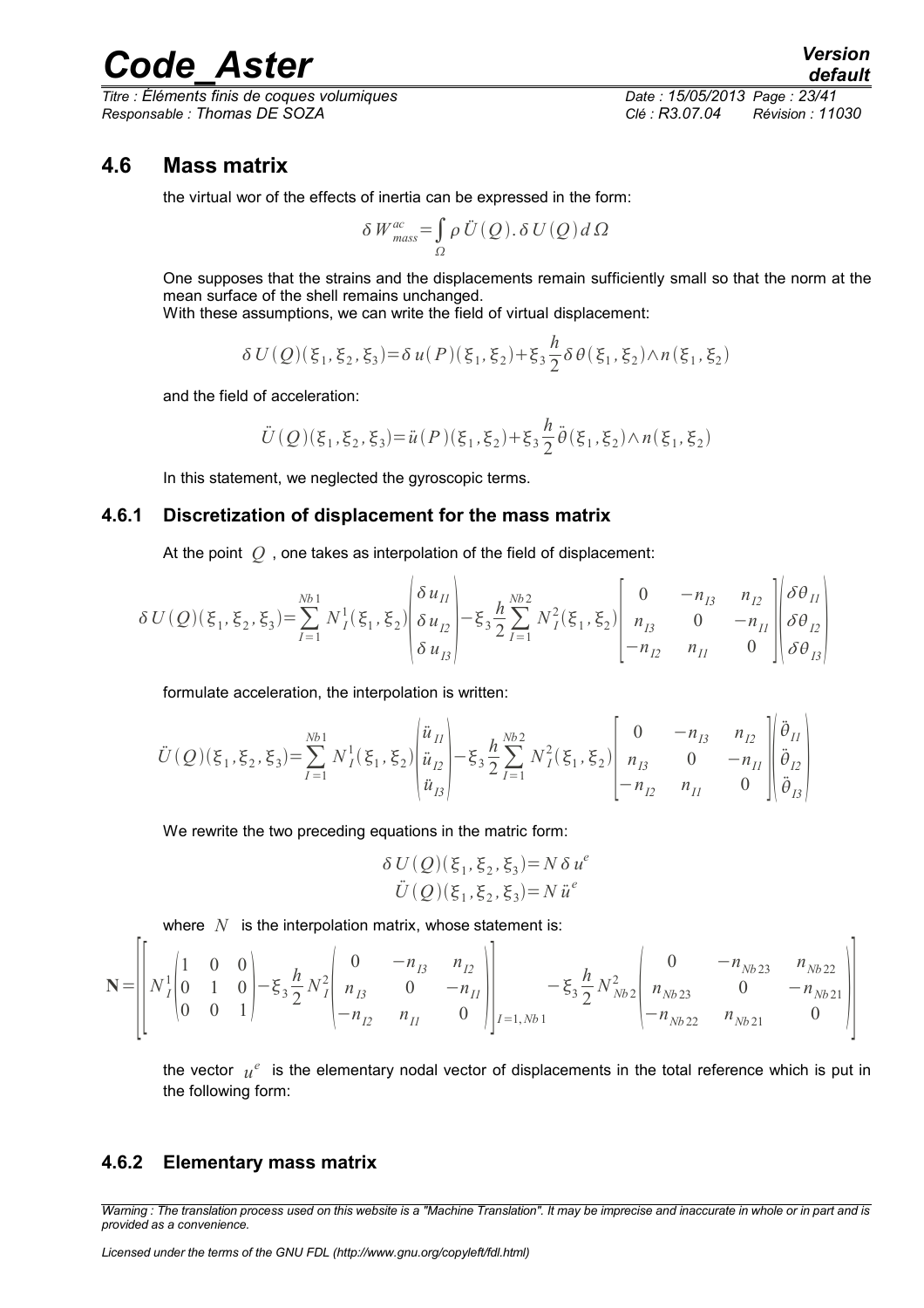## 4.6 Mass matrix

the virtual wor of the effects of inertia can be expressed in the form:

$$\delta W^{ac}_{mass} = \int_{\Omega} \rho \ddot{U}(Q) . \delta U(Q) d\Omega$$

One supposes that the strains and the displacements remain sufficiently small so that the norm at the mean surface of the shell remains unchanged.

With these assumptions, we can write the field of virtual displacement:

$$\delta U(Q)(\xi_1, \xi_2, \xi_3) = \delta u(P)(\xi_1, \xi_2) + \xi_3 \frac{h}{2} \delta \theta(\xi_1, \xi_2) \wedge n(\xi_1, \xi_2)$$

and the field of acceleration:

$$\ddot{U}(Q)(\xi_1, \xi_2, \xi_3) = \ddot{u}(P)(\xi_1, \xi_2) + \xi_3 \frac{h}{2} \ddot{\theta}(\xi_1, \xi_2) \wedge n(\xi_1, \xi_2)$$

In this statement, we neglected the gyroscopic terms.

### 4.6.1 Discretization of displacement for the mass matrix

At the point $Q$ , one takes as interpolation of the field of displacement:

$$\delta U(Q)(\xi_1, \xi_2, \xi_3) = \sum_{I=1}^{Nb1} N_I^1(\xi_1, \xi_2) \begin{pmatrix} \delta u_{I1} \\ \delta u_{I2} \\ \delta u_{I3} \end{pmatrix} - \xi_3 \frac{h}{2} \sum_{I=1}^{Nb2} N_I^2(\xi_1, \xi_2) \begin{bmatrix} 0 & -n_{I3} & n_{I2} \\ n_{I3} & 0 & -n_{I1} \\ -n_{I2} & n_{I1} & 0 \end{bmatrix} \begin{pmatrix} \delta \theta_{I1} \\ \delta \theta_{I2} \\ \delta \theta_{I3} \end{pmatrix}$$

formulate acceleration, the interpolation is written:

$$\ddot{U}(Q)(\xi_1, \xi_2, \xi_3) = \sum_{I=1}^{Nb1} N_I^1(\xi_1, \xi_2) \begin{pmatrix} \ddot{u}_{I1} \\ \ddot{u}_{I2} \\ \ddot{u}_{I3} \end{pmatrix} - \xi_3 \frac{h}{2} \sum_{I=1}^{Nb2} N_I^2(\xi_1, \xi_2) \begin{bmatrix} 0 & -n_{I3} & n_{I2} \\ n_{I3} & 0 & -n_{I1} \\ -n_{I2} & n_{I1} & 0 \end{bmatrix} \begin{pmatrix} \ddot{\theta}_{I1} \\ \ddot{\theta}_{I2} \\ \ddot{\theta}_{I3} \end{pmatrix}$$

We rewrite the two preceding equations in the matric form:

$$\delta U(Q)(\xi_1, \xi_2, \xi_3) = N \delta u^e$$
$$\ddot{U}(Q)(\xi_1, \xi_2, \xi_3) = N \ddot{u}^e$$

where $N$ is the interpolation matrix, whose statement is:

$$\mathbf{N} = \left[ \left[ N_I^1 \begin{pmatrix} 1 & 0 & 0 \\ 0 & 1 & 0 \\ 0 & 0 & 1 \end{pmatrix} - \xi_3 \frac{h}{2} N_I^2 \begin{pmatrix} 0 & -n_{I3} & n_{I2} \\ n_{I3} & 0 & -n_{I1} \\ -n_{I2} & n_{I1} & 0 \end{pmatrix} \right]_{I=1, Nb1} - \xi_3 \frac{h}{2} N_{Nb2}^2 \begin{pmatrix} 0 & -n_{Nb23} & n_{Nb22} \\ n_{Nb23} & 0 & -n_{Nb21} \\ -n_{Nb22} & n_{Nb21} & 0 \end{pmatrix} \right]$$

the vector $u^e$ is the elementary nodal vector of displacements in the total reference which is put in the following form:

### 4.6.2 Elementary mass matrix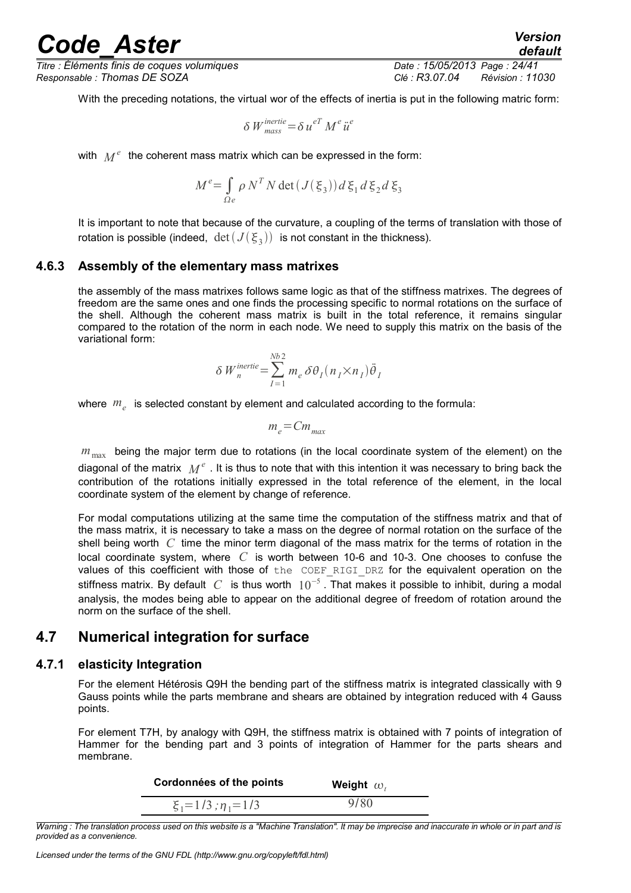With the preceding notations, the virtual wor of the effects of inertia is put in the following matric form:

$$\delta W_{mass}^{inertie} = \delta u^{eT} M^e \ddot{u}^e$$

with $M^e$ the coherent mass matrix which can be expressed in the form:

$$M^e = \int_{\Omega e} \rho N^T N \det(J(\xi_3)) d\xi_1 d\xi_2 d\xi_3$$

It is important to note that because of the curvature, a coupling of the terms of translation with those of rotation is possible (indeed, $\det(J(\xi_3))$ is not constant in the thickness).

### 4.6.3 Assembly of the elementary mass matrixes

the assembly of the mass matrixes follows same logic as that of the stiffness matrixes. The degrees of freedom are the same ones and one finds the processing specific to normal rotations on the surface of the shell. Although the coherent mass matrix is built in the total reference, it remains singular compared to the rotation of the norm in each node. We need to supply this matrix on the basis of the variational form:

$$\delta W_n^{inertie} = \sum_{I=1}^{Nb2} m_e \delta \theta_I (n_I \times n_I) \ddot{\theta}_I$$

where $m_e$ is selected constant by element and calculated according to the formula:

$$m_e = C m_{max}$$

$m_{\max}$ being the major term due to rotations (in the local coordinate system of the element) on the diagonal of the matrix $M^e$. It is thus to note that with this intention it was necessary to bring back the contribution of the rotations initially expressed in the total reference of the element, in the local coordinate system of the element by change of reference.

For modal computations utilizing at the same time the computation of the stiffness matrix and that of the mass matrix, it is necessary to take a mass on the degree of normal rotation on the surface of the shell being worth $C$ time the minor term diagonal of the mass matrix for the terms of rotation in the local coordinate system, where $C$ is worth between 10-6 and 10-3. One chooses to confuse the values of this coefficient with those of the `COEF_RIGI_DRZ` for the equivalent operation on the stiffness matrix. By default $C$ is thus worth $10^{-5}$. That makes it possible to inhibit, during a modal analysis, the modes being able to appear on the additional degree of freedom of rotation around the norm on the surface of the shell.

## 4.7 Numerical integration for surface

### 4.7.1 elasticity Integration

For the element Hétérosis Q9H the bending part of the stiffness matrix is integrated classically with 9 Gauss points while the parts membrane and shears are obtained by integration reduced with 4 Gauss points.

For element T7H, by analogy with Q9H, the stiffness matrix is obtained with 7 points of integration of Hammer for the bending part and 3 points of integration of Hammer for the parts shears and membrane.

| Cordonnées of the points | Weight $\omega_t$ |
|---|---|
| $\xi_1 = 1/3 ; \eta_1 = 1/3$ | 9/80 |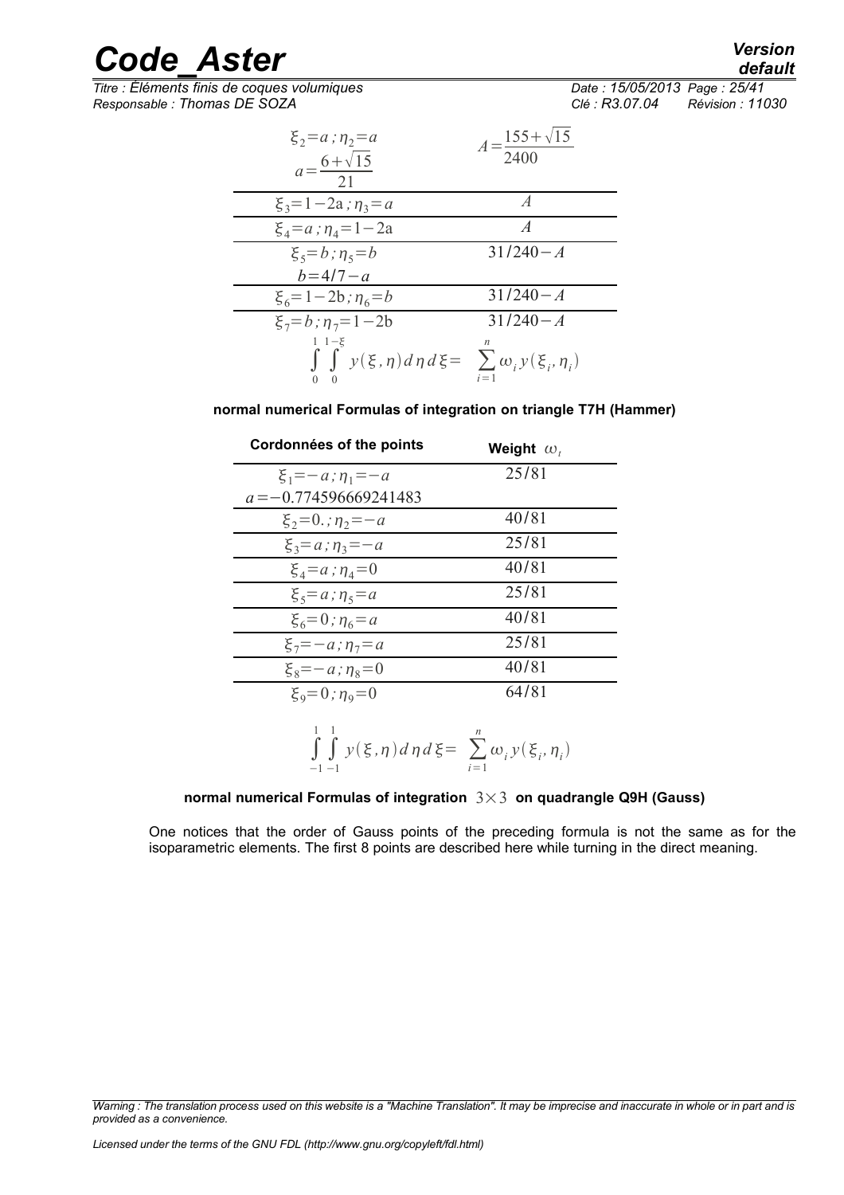| | |
|---|---|
| $\xi_2 = a\,;\eta_2 = a$ <br> $a = \dfrac{6+\sqrt{15}}{21}$ | $A = \dfrac{155+\sqrt{15}}{2400}$ |
| $\xi_3 = 1-2\mathrm{a}\,;\eta_3 = a$ | $A$ |
| $\xi_4 = a\,;\eta_4 = 1-2\mathrm{a}$ | $A$ |
| $\xi_5 = b\,;\eta_5 = b$ <br> $b = 4/7-a$ | $31/240-A$ |
| $\xi_6 = 1-2\mathrm{b}\,;\eta_6 = b$ | $31/240-A$ |
| $\xi_7 = b\,;\eta_7 = 1-2\mathrm{b}$ | $31/240-A$ |

$$\int_0^1 \int_0^{1-\xi} y(\xi,\eta)\, d\eta\, d\xi = \sum_{i=1}^{n} \omega_i\, y(\xi_i,\eta_i)$$

**normal numerical Formulas of integration on triangle T7H (Hammer)**

| Cordonnées of the points | Weight $\omega_t$ |
|---|---|
| $\xi_1 = -a\,;\eta_1 = -a$ <br> $a = -0.774596669241483$ | $25/81$ |
| $\xi_2 = 0.\,;\eta_2 = -a$ | $40/81$ |
| $\xi_3 = a\,;\eta_3 = -a$ | $25/81$ |
| $\xi_4 = a\,;\eta_4 = 0$ | $40/81$ |
| $\xi_5 = a\,;\eta_5 = a$ | $25/81$ |
| $\xi_6 = 0\,;\eta_6 = a$ | $40/81$ |
| $\xi_7 = -a\,;\eta_7 = a$ | $25/81$ |
| $\xi_8 = -a\,;\eta_8 = 0$ | $40/81$ |
| $\xi_9 = 0\,;\eta_9 = 0$ | $64/81$ |

$$\int_{-1}^{1} \int_{-1}^{1} y(\xi,\eta)\, d\eta\, d\xi = \sum_{i=1}^{n} \omega_i\, y(\xi_i,\eta_i)$$

**normal numerical Formulas of integration $3\times3$ on quadrangle Q9H (Gauss)**

One notices that the order of Gauss points of the preceding formula is not the same as for the isoparametric elements. The first 8 points are described here while turning in the direct meaning.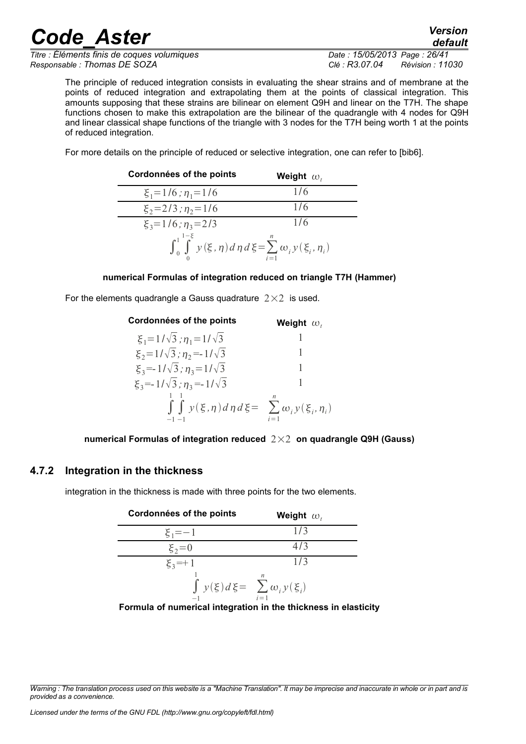The principle of reduced integration consists in evaluating the shear strains and of membrane at the points of reduced integration and extrapolating them at the points of classical integration. This amounts supposing that these strains are bilinear on element Q9H and linear on the T7H. The shape functions chosen to make this extrapolation are the bilinear of the quadrangle with 4 nodes for Q9H and linear classical shape functions of the triangle with 3 nodes for the T7H being worth 1 at the points of reduced integration.

For more details on the principle of reduced or selective integration, one can refer to [bib6].

| Cordonnées of the points | Weight $\omega_t$ |
|---|---|
| $\xi_1 = 1/6\,; \eta_1 = 1/6$ | $1/6$ |
| $\xi_2 = 2/3\,; \eta_2 = 1/6$ | $1/6$ |
| $\xi_3 = 1/6\,; \eta_3 = 2/3$ | $1/6$ |

$$\int_0^1 \int_0^{1-\xi} y(\xi,\eta)\, d\eta\, d\xi = \sum_{i=1}^{n} \omega_i\, y(\xi_i, \eta_i)$$

**numerical Formulas of integration reduced on triangle T7H (Hammer)**

For the elements quadrangle a Gauss quadrature $2 \times 2$ is used.

| Cordonnées of the points | Weight $\omega_t$ |
|---|---|
| $\xi_1 = 1/\sqrt{3}\,; \eta_1 = 1/\sqrt{3}$ | 1 |
| $\xi_2 = 1/\sqrt{3}\,; \eta_2 = -1/\sqrt{3}$ | 1 |
| $\xi_3 = -1/\sqrt{3}\,; \eta_3 = 1/\sqrt{3}$ | 1 |
| $\xi_3 = -1/\sqrt{3}\,; \eta_3 = -1/\sqrt{3}$ | 1 |

$$\int_{-1}^{1} \int_{-1}^{1} y(\xi,\eta)\, d\eta\, d\xi = \sum_{i=1}^{n} \omega_i\, y(\xi_i, \eta_i)$$

**numerical Formulas of integration reduced $2 \times 2$ on quadrangle Q9H (Gauss)**

### 4.7.2 Integration in the thickness

integration in the thickness is made with three points for the two elements.

| Cordonnées of the points | Weight $\omega_t$ |
|---|---|
| $\xi_1 = -1$ | $1/3$ |
| $\xi_2 = 0$ | $4/3$ |
| $\xi_3 = +1$ | $1/3$ |

$$\int_{-1}^{1} y(\xi)\, d\xi = \sum_{i=1}^{n} \omega_i\, y(\xi_i)$$

**Formula of numerical integration in the thickness in elasticity**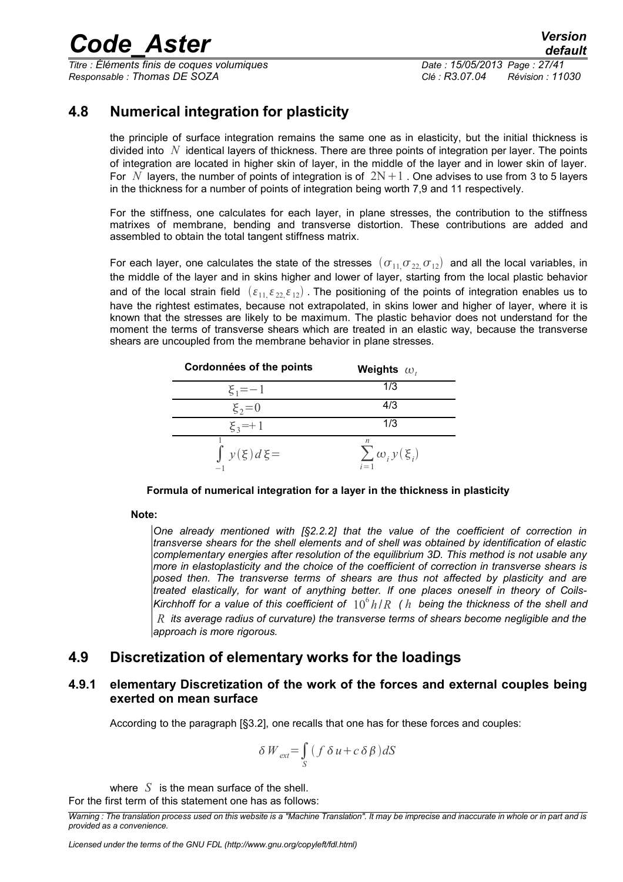## 4.8 Numerical integration for plasticity

the principle of surface integration remains the same one as in elasticity, but the initial thickness is divided into $N$ identical layers of thickness. There are three points of integration per layer. The points of integration are located in higher skin of layer, in the middle of the layer and in lower skin of layer. For $N$ layers, the number of points of integration is of $2N+1$ . One advises to use from 3 to 5 layers in the thickness for a number of points of integration being worth 7,9 and 11 respectively.

For the stiffness, one calculates for each layer, in plane stresses, the contribution to the stiffness matrixes of membrane, bending and transverse distortion. These contributions are added and assembled to obtain the total tangent stiffness matrix.

For each layer, one calculates the state of the stresses $(\sigma_{11,}\sigma_{22,}\sigma_{12})$ and all the local variables, in the middle of the layer and in skins higher and lower of layer, starting from the local plastic behavior and of the local strain field $(\varepsilon_{11,}\varepsilon_{22,}\varepsilon_{12})$ . The positioning of the points of integration enables us to have the rightest estimates, because not extrapolated, in skins lower and higher of layer, where it is known that the stresses are likely to be maximum. The plastic behavior does not understand for the moment the terms of transverse shears which are treated in an elastic way, because the transverse shears are uncoupled from the membrane behavior in plane stresses.

| Cordonnées of the points | Weights $\omega_t$ |
|---|---|
| $\xi_1=-1$ | 1/3 |
| $\xi_2=0$ | 4/3 |
| $\xi_3=+1$ | 1/3 |
| $\int_{-1}^{1} y(\xi)\,d\xi=$ | $\sum_{i=1}^{n}\omega_i\, y(\xi_i)$ |

**Formula of numerical integration for a layer in the thickness in plasticity**

**Note:**

*One already mentioned with [§2.2.2] that the value of the coefficient of correction in transverse shears for the shell elements and of shell was obtained by identification of elastic complementary energies after resolution of the equilibrium 3D. This method is not usable any more in elastoplasticity and the choice of the coefficient of correction in transverse shears is posed then. The transverse terms of shears are thus not affected by plasticity and are treated elastically, for want of anything better. If one places oneself in theory of Coils-Kirchhoff for a value of this coefficient of $10^6 h/R$ ( $h$ being the thickness of the shell and $R$ its average radius of curvature) the transverse terms of shears become negligible and the approach is more rigorous.*

## 4.9 Discretization of elementary works for the loadings

### 4.9.1 elementary Discretization of the work of the forces and external couples being exerted on mean surface

According to the paragraph [§3.2], one recalls that one has for these forces and couples:

$$\delta W_{ext}=\int_S (f\,\delta u+c\,\delta\beta)dS$$

where $S$ is the mean surface of the shell.
For the first term of this statement one has as follows: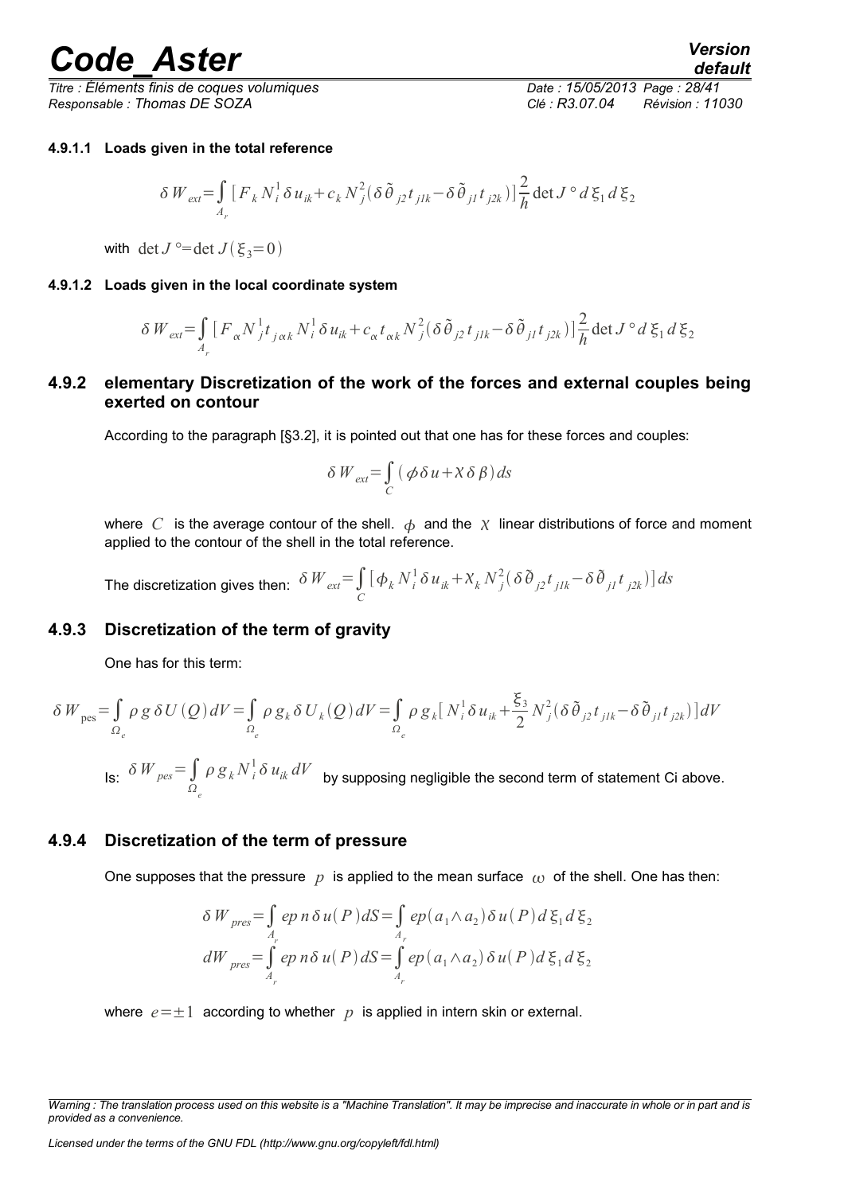#### 4.9.1.1 Loads given in the total reference

$$\delta W_{ext} = \int_{A_r} [F_k N_i^1 \delta u_{ik} + c_k N_j^2 (\delta \tilde{\theta}_{j2} t_{j1k} - \delta \tilde{\theta}_{j1} t_{j2k})] \frac{2}{h} \det J° \, d\xi_1 \, d\xi_2$$

with $\det J° = \det J(\xi_3 = 0)$

#### 4.9.1.2 Loads given in the local coordinate system

$$\delta W_{ext} = \int_{A_r} [F_\alpha N_j^1 t_{j\alpha k} N_i^1 \delta u_{ik} + c_\alpha t_{\alpha k} N_j^2 (\delta \tilde{\theta}_{j2} t_{j1k} - \delta \tilde{\theta}_{j1} t_{j2k})] \frac{2}{h} \det J° \, d\xi_1 \, d\xi_2$$

### 4.9.2 elementary Discretization of the work of the forces and external couples being exerted on contour

According to the paragraph [§3.2], it is pointed out that one has for these forces and couples:

$$\delta W_{ext} = \int_C (\phi \delta u + \chi \delta \beta) \, ds$$

where $C$ is the average contour of the shell. $\phi$ and the $\chi$ linear distributions of force and moment applied to the contour of the shell in the total reference.

The discretization gives then: $\delta W_{ext} = \int_C [\phi_k N_i^1 \delta u_{ik} + \chi_k N_j^2 (\delta \tilde{\theta}_{j2} t_{j1k} - \delta \tilde{\theta}_{j1} t_{j2k})] \, ds$

### 4.9.3 Discretization of the term of gravity

One has for this term:

$$\delta W_{\text{pes}} = \int_{\Omega_e} \rho g \, \delta U(Q) \, dV = \int_{\Omega_e} \rho g_k \, \delta U_k(Q) \, dV = \int_{\Omega_e} \rho g_k [N_i^1 \delta u_{ik} + \frac{\xi_3}{2} N_j^2 (\delta \tilde{\theta}_{j2} t_{j1k} - \delta \tilde{\theta}_{j1} t_{j2k})] \, dV$$

Is: $\delta W_{pes} = \int_{\Omega_e} \rho g_k N_i^1 \delta u_{ik} \, dV$ by supposing negligible the second term of statement Ci above.

### 4.9.4 Discretization of the term of pressure

One supposes that the pressure $p$ is applied to the mean surface $\omega$ of the shell. One has then:

$$\delta W_{pres} = \int_{A_r} ep \, n \, \delta u(P) \, dS = \int_{A_r} ep (a_1 \wedge a_2) \, \delta u(P) \, d\xi_1 \, d\xi_2$$

$$dW_{pres} = \int_{A_r} ep \, n \, \delta u(P) \, dS = \int_{A_r} ep (a_1 \wedge a_2) \, \delta u(P) \, d\xi_1 \, d\xi_2$$

where $e = \pm 1$ according to whether $p$ is applied in intern skin or external.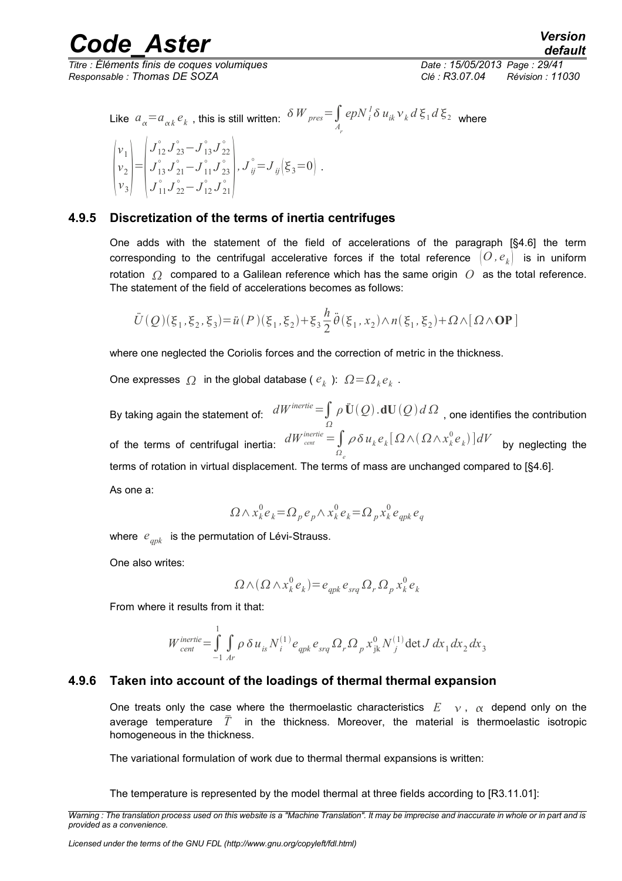Like $a_\alpha = a_{\alpha k} e_k$, this is still written: $\delta W_{pres} = \int_{A_r} epN_i^I \delta u_{ik} \nu_k \, d\xi_1 d\xi_2$ where

$$\begin{pmatrix} \nu_1 \\ \nu_2 \\ \nu_3 \end{pmatrix} = \begin{pmatrix} J^\circ_{12} J^\circ_{23} - J^\circ_{13} J^\circ_{22} \\ J^\circ_{13} J^\circ_{21} - J^\circ_{11} J^\circ_{23} \\ J^\circ_{11} J^\circ_{22} - J^\circ_{12} J^\circ_{21} \end{pmatrix}, J^\circ_{ij} = J_{ij}(\xi_3 = 0) .$$

### 4.9.5 Discretization of the terms of inertia centrifuges

One adds with the statement of the field of accelerations of the paragraph [§4.6] the term corresponding to the centrifugal accelerative forces if the total reference $(O, e_k)$ is in uniform rotation $\Omega$ compared to a Galilean reference which has the same origin $O$ as the total reference. The statement of the field of accelerations becomes as follows:

$$\ddot{U}(Q)(\xi_1, \xi_2, \xi_3) = \ddot{u}(P)(\xi_1, \xi_2) + \xi_3 \frac{h}{2} \ddot{\theta}(\xi_1, x_2) \wedge n(\xi_1, \xi_2) + \Omega \wedge [\Omega \wedge \mathbf{OP}]$$

where one neglected the Coriolis forces and the correction of metric in the thickness.

One expresses $\Omega$ in the global database ( $e_k$ ): $\Omega = \Omega_k e_k$ .

By taking again the statement of: $dW^{inertie} = \int_\Omega \rho \, \ddot{\mathbf{U}}(Q) . \mathbf{dU}(Q) \, d\Omega$ , one identifies the contribution of the terms of centrifugal inertia: $dW^{inertie}_{cent} = \int_{\Omega_e} \rho \, \delta u_k e_k [\Omega \wedge (\Omega \wedge x^0_k e_k)] dV$ by neglecting the terms of rotation in virtual displacement. The terms of mass are unchanged compared to [§4.6].

As one a:

$$\Omega \wedge x^0_k e_k = \Omega_p e_p \wedge x^0_k e_k = \Omega_p x^0_k e_{qpk} e_q$$

where $e_{qpk}$ is the permutation of Lévi-Strauss.

One also writes:

$$\Omega \wedge (\Omega \wedge x^0_k e_k) = e_{qpk} e_{srq} \Omega_r \Omega_p x^0_k e_k$$

From where it results from it that:

$$W^{inertie}_{cent} = \int_{-1}^{1} \int_{Ar} \rho \, \delta u_{is} N^{(1)}_i e_{qpk} e_{srq} \Omega_r \Omega_p x^0_{jk} N^{(1)}_j \det J \, dx_1 dx_2 dx_3$$

### 4.9.6 Taken into account of the loadings of thermal thermal expansion

One treats only the case where the thermoelastic characteristics $E \quad \nu$ , $\alpha$ depend only on the average temperature $\bar{T}$ in the thickness. Moreover, the material is thermoelastic isotropic homogeneous in the thickness.

The variational formulation of work due to thermal thermal expansions is written:

The temperature is represented by the model thermal at three fields according to [R3.11.01]: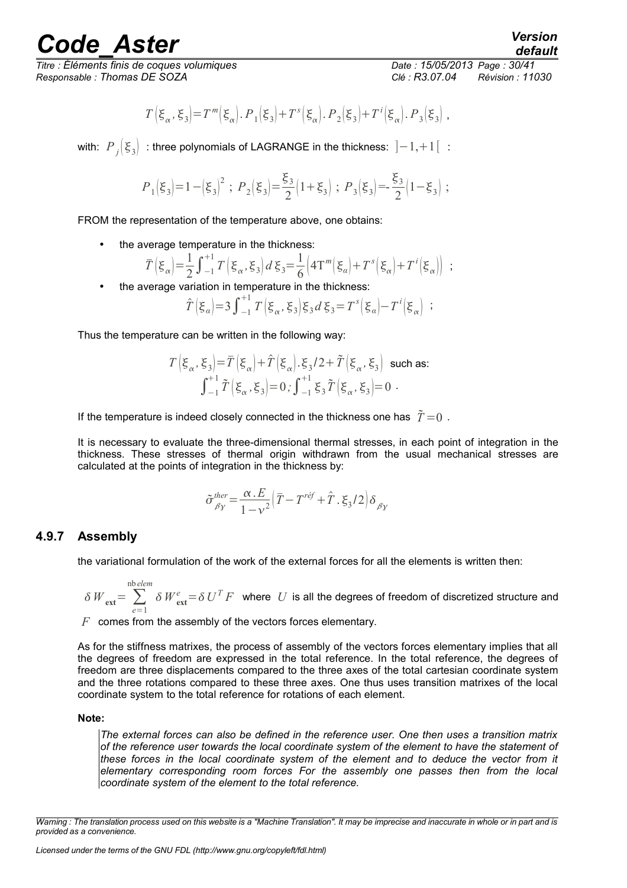$$T\left(\xi_\alpha, \xi_3\right) = T^m\left(\xi_\alpha\right) . P_1\left(\xi_3\right) + T^s\left(\xi_\alpha\right) . P_2\left(\xi_3\right) + T^i\left(\xi_\alpha\right) . P_3\left(\xi_3\right) ,$$

with: $P_j\left(\xi_3\right)$ : three polynomials of LAGRANGE in the thickness: $]-1,+1[$ :

$$P_1\left(\xi_3\right) = 1-\left(\xi_3\right)^2 \; ; \; P_2\left(\xi_3\right) = \frac{\xi_3}{2}\left(1+\xi_3\right) \; ; \; P_3\left(\xi_3\right) = -\frac{\xi_3}{2}\left(1-\xi_3\right) \; ;$$

FROM the representation of the temperature above, one obtains:

- the average temperature in the thickness:
$$\bar{T}\left(\xi_\alpha\right) = \frac{1}{2}\int_{-1}^{+1} T\left(\xi_\alpha, \xi_3\right) d\xi_3 = \frac{1}{6}\left(4T^m\left(\xi_\alpha\right) + T^s\left(\xi_\alpha\right) + T^i\left(\xi_\alpha\right)\right) \; ;$$
- the average variation in temperature in the thickness:
$$\hat{T}\left(\xi_\alpha\right) = 3\int_{-1}^{+1} T\left(\xi_\alpha, \xi_3\right) \xi_3 \, d\xi_3 = T^s\left(\xi_\alpha\right) - T^i\left(\xi_\alpha\right) \; ;$$

Thus the temperature can be written in the following way:

$$T\left(\xi_\alpha, \xi_3\right) = \bar{T}\left(\xi_\alpha\right) + \hat{T}\left(\xi_\alpha\right) . \xi_3/2 + \tilde{T}\left(\xi_\alpha, \xi_3\right) \text{ such as:}$$
$$\int_{-1}^{+1} \tilde{T}\left(\xi_\alpha, \xi_3\right) = 0 ; \int_{-1}^{+1} \xi_3 \tilde{T}\left(\xi_\alpha, \xi_3\right) = 0 .$$

If the temperature is indeed closely connected in the thickness one has $\tilde{T} = 0$ .

It is necessary to evaluate the three-dimensional thermal stresses, in each point of integration in the thickness. These stresses of thermal origin withdrawn from the usual mechanical stresses are calculated at the points of integration in the thickness by:

$$\tilde{\sigma}_{\beta\gamma}^{ther} = \frac{\alpha . E}{1-\nu^2}\left(\bar{T} - T^{réf} + \hat{T} . \xi_3/2\right) \delta_{\beta\gamma}$$

### 4.9.7 Assembly

the variational formulation of the work of the external forces for all the elements is written then:

$\delta W_{\mathbf{ext}} = \sum_{e=1}^{\text{nb}\,elem} \delta W_{\mathbf{ext}}^e = \delta U^T F$ where $U$ is all the degrees of freedom of discretized structure and $F$ comes from the assembly of the vectors forces elementary.

As for the stiffness matrixes, the process of assembly of the vectors forces elementary implies that all the degrees of freedom are expressed in the total reference. In the total reference, the degrees of freedom are three displacements compared to the three axes of the total cartesian coordinate system and the three rotations compared to these three axes. One thus uses transition matrixes of the local coordinate system to the total reference for rotations of each element.

**Note:**

*The external forces can also be defined in the reference user. One then uses a transition matrix of the reference user towards the local coordinate system of the element to have the statement of these forces in the local coordinate system of the element and to deduce the vector from it elementary corresponding room forces For the assembly one passes then from the local coordinate system of the element to the total reference.*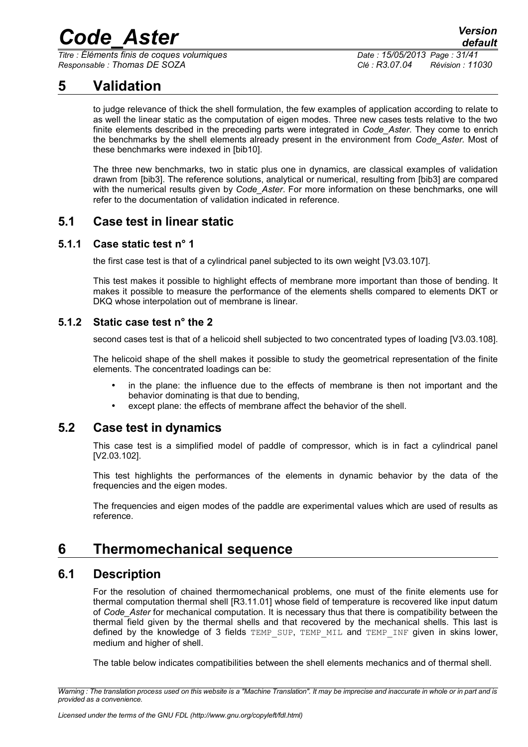# 5 Validation

to judge relevance of thick the shell formulation, the few examples of application according to relate to as well the linear static as the computation of eigen modes. Three new cases tests relative to the two finite elements described in the preceding parts were integrated in *Code_Aster*. They come to enrich the benchmarks by the shell elements already present in the environment from *Code_Aster*. Most of these benchmarks were indexed in [bib10].

The three new benchmarks, two in static plus one in dynamics, are classical examples of validation drawn from [bib3]. The reference solutions, analytical or numerical, resulting from [bib3] are compared with the numerical results given by *Code_Aster*. For more information on these benchmarks, one will refer to the documentation of validation indicated in reference.

## 5.1 Case test in linear static

### 5.1.1 Case static test n° 1

the first case test is that of a cylindrical panel subjected to its own weight [V3.03.107].

This test makes it possible to highlight effects of membrane more important than those of bending. It makes it possible to measure the performance of the elements shells compared to elements DKT or DKQ whose interpolation out of membrane is linear.

### 5.1.2 Static case test n° the 2

second cases test is that of a helicoid shell subjected to two concentrated types of loading [V3.03.108].

The helicoid shape of the shell makes it possible to study the geometrical representation of the finite elements. The concentrated loadings can be:

- in the plane: the influence due to the effects of membrane is then not important and the behavior dominating is that due to bending,
- except plane: the effects of membrane affect the behavior of the shell.

## 5.2 Case test in dynamics

This case test is a simplified model of paddle of compressor, which is in fact a cylindrical panel [V2.03.102].

This test highlights the performances of the elements in dynamic behavior by the data of the frequencies and the eigen modes.

The frequencies and eigen modes of the paddle are experimental values which are used of results as reference.

# 6 Thermomechanical sequence

## 6.1 Description

For the resolution of chained thermomechanical problems, one must of the finite elements use for thermal computation thermal shell [R3.11.01] whose field of temperature is recovered like input datum of *Code_Aster* for mechanical computation. It is necessary thus that there is compatibility between the thermal field given by the thermal shells and that recovered by the mechanical shells. This last is defined by the knowledge of 3 fields `TEMP_SUP`, `TEMP_MIL` and `TEMP_INF` given in skins lower, medium and higher of shell.

The table below indicates compatibilities between the shell elements mechanics and of thermal shell.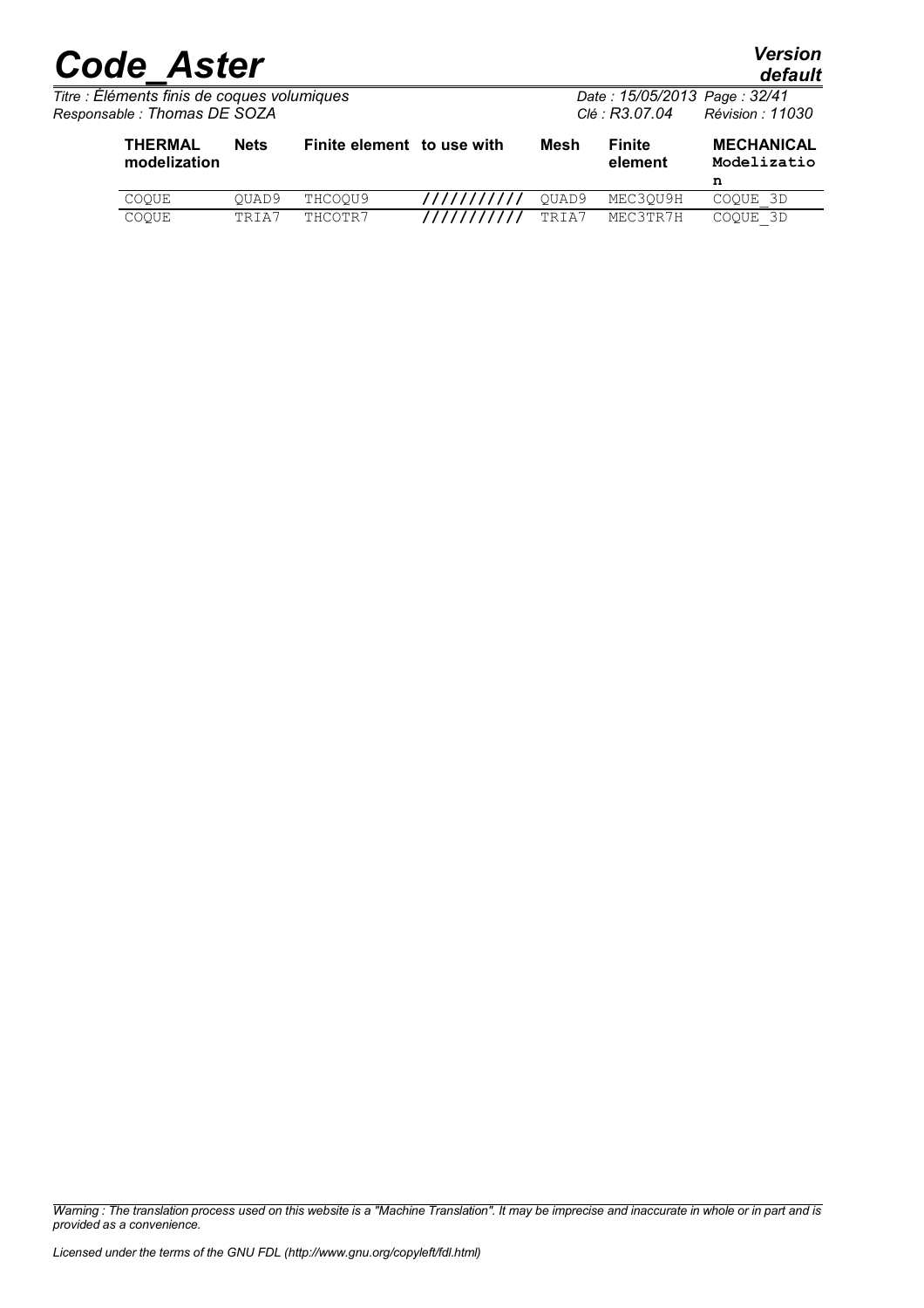| THERMAL modelization | Nets | Finite element | to use with | Mesh | Finite element | MECHANICAL Modelization |
|---|---|---|---|---|---|---|
| COQUE | QUAD9 | THCOQU9 | /////////// | QUAD9 | MEC3QU9H | COQUE_3D |
| COQUE | TRIA7 | THCOTR7 | /////////// | TRIA7 | MEC3TR7H | COQUE_3D |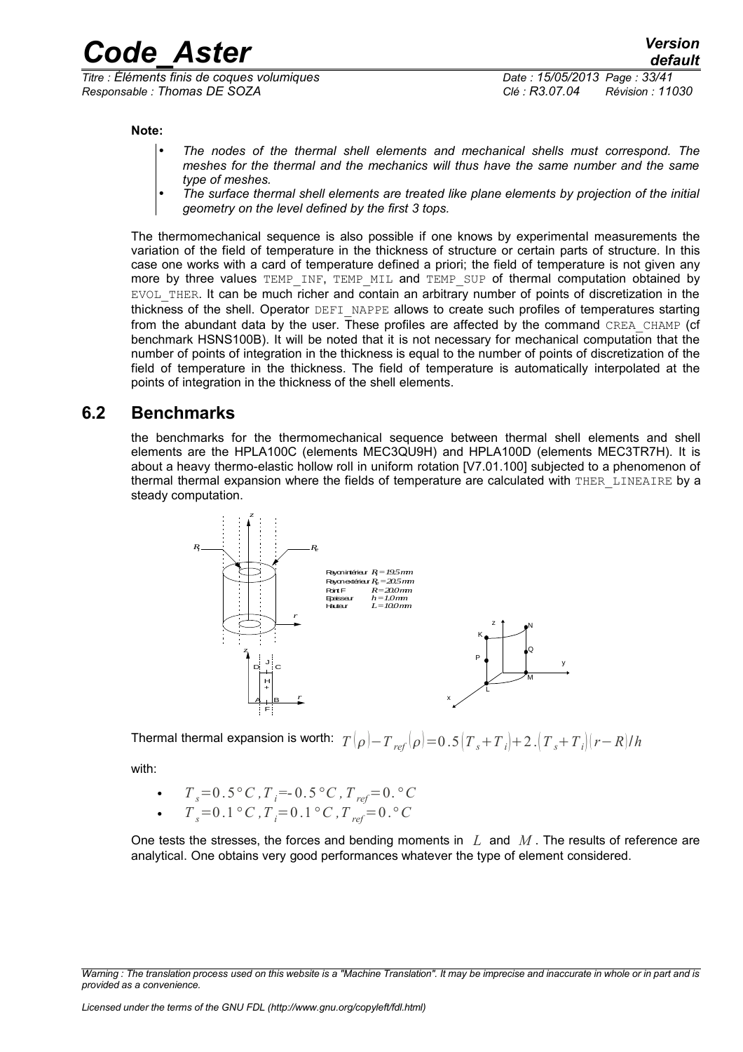**Note:**

- *The nodes of the thermal shell elements and mechanical shells must correspond. The meshes for the thermal and the mechanics will thus have the same number and the same type of meshes.*
- *The surface thermal shell elements are treated like plane elements by projection of the initial geometry on the level defined by the first 3 tops.*

The thermomechanical sequence is also possible if one knows by experimental measurements the variation of the field of temperature in the thickness of structure or certain parts of structure. In this case one works with a card of temperature defined a priori; the field of temperature is not given any more by three values TEMP_INF, TEMP_MIL and TEMP_SUP of thermal computation obtained by EVOL_THER. It can be much richer and contain an arbitrary number of points of discretization in the thickness of the shell. Operator DEFI_NAPPE allows to create such profiles of temperatures starting from the abundant data by the user. These profiles are affected by the command CREA_CHAMP (cf benchmark HSNS100B). It will be noted that it is not necessary for mechanical computation that the number of points of integration in the thickness is equal to the number of points of discretization of the field of temperature in the thickness. The field of temperature is automatically interpolated at the points of integration in the thickness of the shell elements.

## 6.2 Benchmarks

the benchmarks for the thermomechanical sequence between thermal shell elements and shell elements are the HPLA100C (elements MEC3QU9H) and HPLA100D (elements MEC3TR7H). It is about a heavy thermo-elastic hollow roll in uniform rotation [V7.01.100] subjected to a phenomenon of thermal thermal expansion where the fields of temperature are calculated with THER_LINEAIRE by a steady computation.

Rayon intérieur $R_i = 19.5\,mm$
Rayon extérieur $R_e = 20.5\,mm$
Point F $R = 20.0\,mm$
Epaisseur $h = 1.0\,mm$
Hauteur $L = 10.0\,mm$

Thermal thermal expansion is worth: $T(\rho) - T_{ref}(\rho) = 0.5(T_s + T_i) + 2.(T_s + T_i)(r - R)/h$

with:

- $T_s = 0.5\,°C\,, T_i = -0.5\,°C\,, T_{ref} = 0.\,°C$
- $T_s = 0.1\,°C\,, T_i = 0.1\,°C\,, T_{ref} = 0.\,°C$

One tests the stresses, the forces and bending moments in $L$ and $M$. The results of reference are analytical. One obtains very good performances whatever the type of element considered.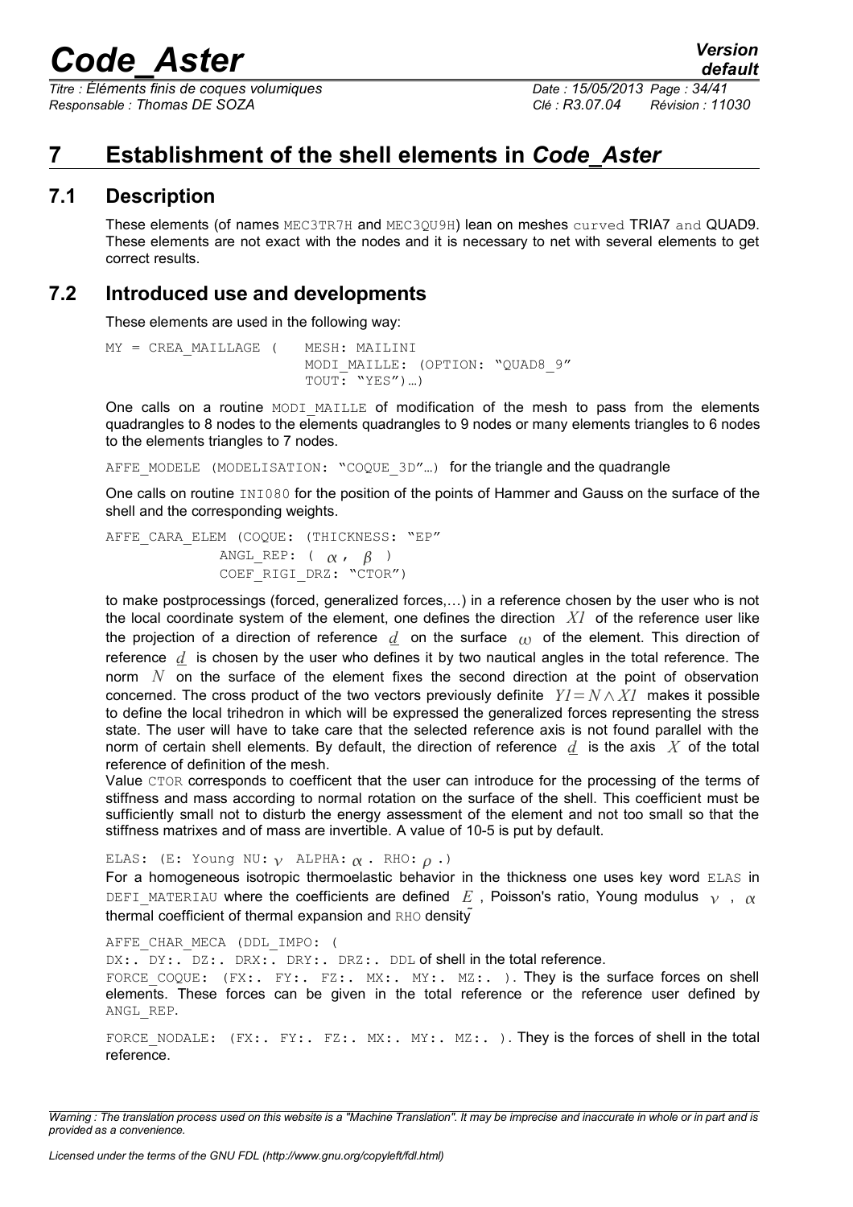# 7 Establishment of the shell elements in *Code_Aster*

## 7.1 Description

These elements (of names MEC3TR7H and MEC3QU9H) lean on meshes curved TRIA7 and QUAD9. These elements are not exact with the nodes and it is necessary to net with several elements to get correct results.

## 7.2 Introduced use and developments

These elements are used in the following way:

```
MY = CREA_MAILLAGE (   MESH: MAILINI
                       MODI_MAILLE: (OPTION: "QUAD8_9"
                       TOUT: "YES")…)
```

One calls on a routine MODI_MAILLE of modification of the mesh to pass from the elements quadrangles to 8 nodes to the elements quadrangles to 9 nodes or many elements triangles to 6 nodes to the elements triangles to 7 nodes.

AFFE_MODELE (MODELISATION: "COQUE_3D"…) for the triangle and the quadrangle

One calls on routine INI080 for the position of the points of Hammer and Gauss on the surface of the shell and the corresponding weights.

```
AFFE_CARA_ELEM (COQUE: (THICKNESS: "EP"
              ANGL_REP: ( α , β )
              COEF_RIGI_DRZ: "CTOR")
```

to make postprocessings (forced, generalized forces,…) in a reference chosen by the user who is not the local coordinate system of the element, one defines the direction $X1$ of the reference user like the projection of a direction of reference $\underline{d}$ on the surface $\omega$ of the element. This direction of reference $\underline{d}$ is chosen by the user who defines it by two nautical angles in the total reference. The norm $N$ on the surface of the element fixes the second direction at the point of observation concerned. The cross product of the two vectors previously definite $Y1 = N \wedge X1$ makes it possible to define the local trihedron in which will be expressed the generalized forces representing the stress state. The user will have to take care that the selected reference axis is not found parallel with the norm of certain shell elements. By default, the direction of reference $\underline{d}$ is the axis $X$ of the total reference of definition of the mesh.

Value CTOR corresponds to coefficent that the user can introduce for the processing of the terms of stiffness and mass according to normal rotation on the surface of the shell. This coefficient must be sufficiently small not to disturb the energy assessment of the element and not too small so that the stiffness matrixes and of mass are invertible. A value of 10-5 is put by default.

ELAS: (E: Young NU: $\nu$ ALPHA: $\alpha$ . RHO: $\rho$ .)

For a homogeneous isotropic thermoelastic behavior in the thickness one uses key word ELAS in DEFI_MATERIAU where the coefficients are defined $E$ , Poisson's ratio, Young modulus $\nu$ , $\alpha$ thermal coefficient of thermal expansion and RHO density

AFFE_CHAR_MECA (DDL_IMPO: (

DX:. DY:. DZ:. DRX:. DRY:. DRZ:. DDL of shell in the total reference.

FORCE_COQUE: (FX:. FY:. FZ:. MX:. MY:. MZ:. ). They is the surface forces on shell elements. These forces can be given in the total reference or the reference user defined by ANGL_REP.

FORCE_NODALE: (FX:. FY:. FZ:. MX:. MY:. MZ:. ). They is the forces of shell in the total reference.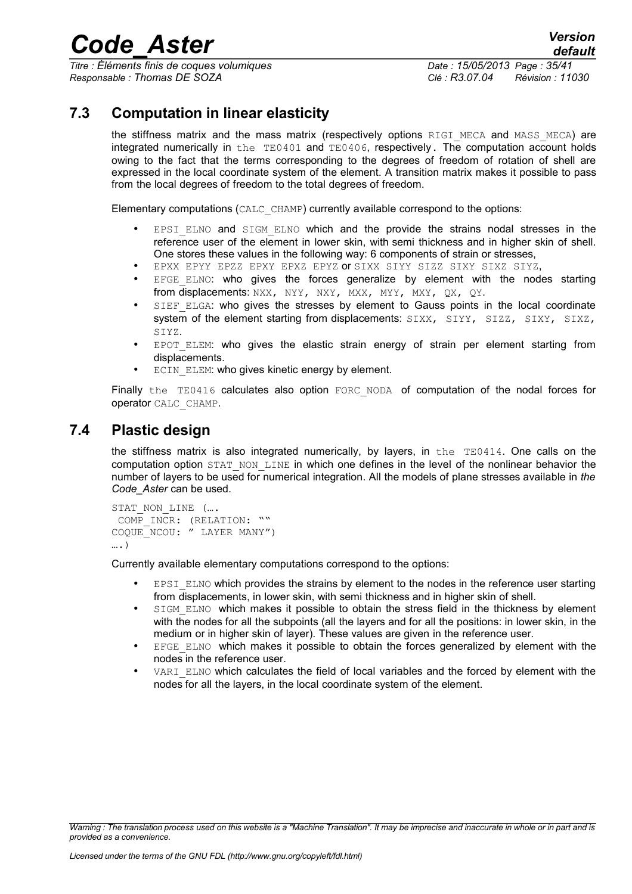## 7.3 Computation in linear elasticity

the stiffness matrix and the mass matrix (respectively options RIGI_MECA and MASS_MECA) are integrated numerically in the TE0401 and TE0406, respectively. The computation account holds owing to the fact that the terms corresponding to the degrees of freedom of rotation of shell are expressed in the local coordinate system of the element. A transition matrix makes it possible to pass from the local degrees of freedom to the total degrees of freedom.

Elementary computations (CALC_CHAMP) currently available correspond to the options:

- EPSI_ELNO and SIGM_ELNO which and the provide the strains nodal stresses in the reference user of the element in lower skin, with semi thickness and in higher skin of shell. One stores these values in the following way: 6 components of strain or stresses,
- EPXX EPYY EPZZ EPXY EPXZ EPYZ or SIXX SIYY SIZZ SIXY SIXZ SIYZ,
- EFGE_ELNO: who gives the forces generalize by element with the nodes starting from displacements: NXX, NYY, NXY, MXX, MYY, MXY, QX, QY.
- SIEF_ELGA: who gives the stresses by element to Gauss points in the local coordinate system of the element starting from displacements: SIXX, SIYY, SIZZ, SIXY, SIXZ, SIYZ.
- EPOT_ELEM: who gives the elastic strain energy of strain per element starting from displacements.
- ECIN_ELEM: who gives kinetic energy by element.

Finally the TE0416 calculates also option FORC_NODA of computation of the nodal forces for operator CALC_CHAMP.

## 7.4 Plastic design

the stiffness matrix is also integrated numerically, by layers, in the TE0414. One calls on the computation option STAT_NON_LINE in which one defines in the level of the nonlinear behavior the number of layers to be used for numerical integration. All the models of plane stresses available in *the Code_Aster* can be used.

```
STAT_NON_LINE (….
 COMP_INCR: (RELATION: ""
COQUE_NCOU: " LAYER MANY")
….)
```

Currently available elementary computations correspond to the options:

- EPSI_ELNO which provides the strains by element to the nodes in the reference user starting from displacements, in lower skin, with semi thickness and in higher skin of shell.
- SIGM_ELNO which makes it possible to obtain the stress field in the thickness by element with the nodes for all the subpoints (all the layers and for all the positions: in lower skin, in the medium or in higher skin of layer). These values are given in the reference user.
- EFGE_ELNO which makes it possible to obtain the forces generalized by element with the nodes in the reference user.
- VARI_ELNO which calculates the field of local variables and the forced by element with the nodes for all the layers, in the local coordinate system of the element.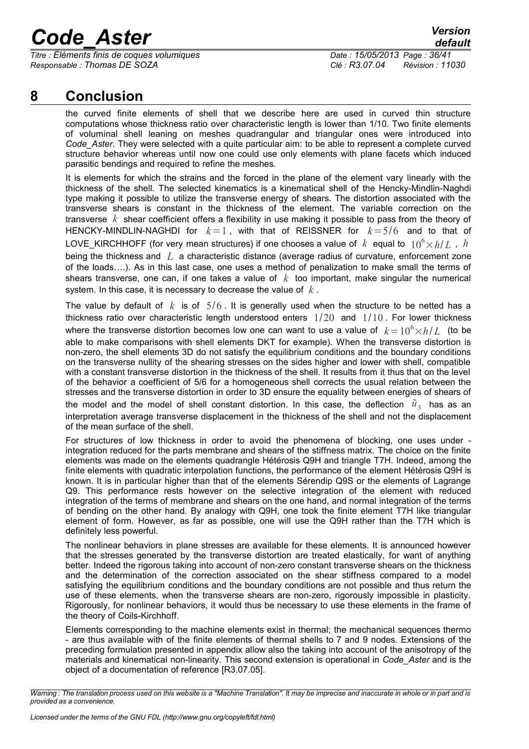# 8 Conclusion

the curved finite elements of shell that we describe here are used in curved thin structure computations whose thickness ratio over characteristic length is lower than 1/10. Two finite elements of voluminal shell leaning on meshes quadrangular and triangular ones were introduced into *Code_Aster*. They were selected with a quite particular aim: to be able to represent a complete curved structure behavior whereas until now one could use only elements with plane facets which induced parasitic bendings and required to refine the meshes.

It is elements for which the strains and the forced in the plane of the element vary linearly with the thickness of the shell. The selected kinematics is a kinematical shell of the Hencky-Mindlin-Naghdi type making it possible to utilize the transverse energy of shears. The distortion associated with the transverse shears is constant in the thickness of the element. The variable correction on the transverse $k$ shear coefficient offers a flexibility in use making it possible to pass from the theory of HENCKY-MINDLIN-NAGHDI for $k=1$, with that of REISSNER for $k=5/6$ and to that of LOVE_KIRCHHOFF (for very mean structures) if one chooses a value of $k$ equal to $10^6 \times h/L$, $h$ being the thickness and $L$ a characteristic distance (average radius of curvature, enforcement zone of the loads….). As in this last case, one uses a method of penalization to make small the terms of shears transverse, one can, if one takes a value of $k$ too important, make singular the numerical system. In this case, it is necessary to decrease the value of $k$.

The value by default of $k$ is of $5/6$. It is generally used when the structure to be netted has a thickness ratio over characteristic length understood enters $1/20$ and $1/10$. For lower thickness where the transverse distortion becomes low one can want to use a value of $k=10^6 \times h/L$ (to be able to make comparisons with shell elements DKT for example). When the transverse distortion is non-zero, the shell elements 3D do not satisfy the equilibrium conditions and the boundary conditions on the transverse nullity of the shearing stresses on the sides higher and lower with shell, compatible with a constant transverse distortion in the thickness of the shell. It results from it thus that on the level of the behavior a coefficient of 5/6 for a homogeneous shell corrects the usual relation between the stresses and the transverse distortion in order to 3D ensure the equality between energies of shears of the model and the model of shell constant distortion. In this case, the deflection $\tilde{u}_3$ has as an interpretation average transverse displacement in the thickness of the shell and not the displacement of the mean surface of the shell.

For structures of low thickness in order to avoid the phenomena of blocking, one uses under - integration reduced for the parts membrane and shears of the stiffness matrix. The choice on the finite elements was made on the elements quadrangle Hétérosis Q9H and triangle T7H. Indeed, among the finite elements with quadratic interpolation functions, the performance of the element Hétérosis Q9H is known. It is in particular higher than that of the elements Sérendip Q9S or the elements of Lagrange Q9. This performance rests however on the selective integration of the element with reduced integration of the terms of membrane and shears on the one hand, and normal integration of the terms of bending on the other hand. By analogy with Q9H, one took the finite element T7H like triangular element of form. However, as far as possible, one will use the Q9H rather than the T7H which is definitely less powerful.

The nonlinear behaviors in plane stresses are available for these elements. It is announced however that the stresses generated by the transverse distortion are treated elastically, for want of anything better. Indeed the rigorous taking into account of non-zero constant transverse shears on the thickness and the determination of the correction associated on the shear stiffness compared to a model satisfying the equilibrium conditions and the boundary conditions are not possible and thus return the use of these elements, when the transverse shears are non-zero, rigorously impossible in plasticity. Rigorously, for nonlinear behaviors, it would thus be necessary to use these elements in the frame of the theory of Coils-Kirchhoff.

Elements corresponding to the machine elements exist in thermal; the mechanical sequences thermo - are thus available with of the finite elements of thermal shells to 7 and 9 nodes. Extensions of the preceding formulation presented in appendix allow also the taking into account of the anisotropy of the materials and kinematical non-linearity. This second extension is operational in *Code_Aster* and is the object of a documentation of reference [R3.07.05].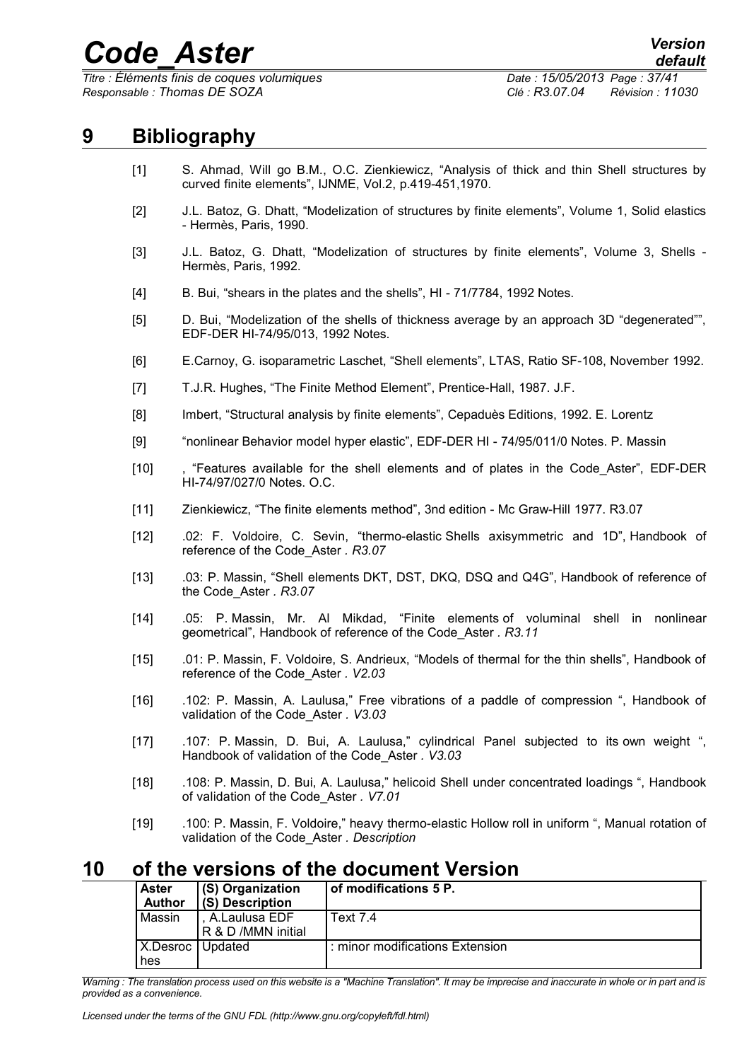# 9 Bibliography

[1] S. Ahmad, Will go B.M., O.C. Zienkiewicz, "Analysis of thick and thin Shell structures by curved finite elements", IJNME, Vol.2, p.419-451,1970.

[2] J.L. Batoz, G. Dhatt, "Modelization of structures by finite elements", Volume 1, Solid elastics - Hermès, Paris, 1990.

[3] J.L. Batoz, G. Dhatt, "Modelization of structures by finite elements", Volume 3, Shells - Hermès, Paris, 1992.

[4] B. Bui, "shears in the plates and the shells", HI - 71/7784, 1992 Notes.

[5] D. Bui, "Modelization of the shells of thickness average by an approach 3D "degenerated"", EDF-DER HI-74/95/013, 1992 Notes.

[6] E.Carnoy, G. isoparametric Laschet, "Shell elements", LTAS, Ratio SF-108, November 1992.

[7] T.J.R. Hughes, "The Finite Method Element", Prentice-Hall, 1987. J.F.

[8] Imbert, "Structural analysis by finite elements", Cepaduès Editions, 1992. E. Lorentz

[9] "nonlinear Behavior model hyper elastic", EDF-DER HI - 74/95/011/0 Notes. P. Massin

[10] , "Features available for the shell elements and of plates in the Code_Aster", EDF-DER HI-74/97/027/0 Notes. O.C.

[11] Zienkiewicz, "The finite elements method", 3nd edition - Mc Graw-Hill 1977. R3.07

[12] .02: F. Voldoire, C. Sevin, "thermo-elastic Shells axisymmetric and 1D", Handbook of reference of the Code_Aster . *R3.07*

[13] .03: P. Massin, "Shell elements DKT, DST, DKQ, DSQ and Q4G", Handbook of reference of the Code_Aster . *R3.07*

[14] .05: P. Massin, Mr. Al Mikdad, "Finite elements of voluminal shell in nonlinear geometrical", Handbook of reference of the Code_Aster . *R3.11*

[15] .01: P. Massin, F. Voldoire, S. Andrieux, "Models of thermal for the thin shells", Handbook of reference of the Code_Aster . *V2.03*

[16] .102: P. Massin, A. Laulusa," Free vibrations of a paddle of compression ", Handbook of validation of the Code_Aster . *V3.03*

[17] .107: P. Massin, D. Bui, A. Laulusa," cylindrical Panel subjected to its own weight ", Handbook of validation of the Code_Aster . *V3.03*

[18] .108: P. Massin, D. Bui, A. Laulusa," helicoid Shell under concentrated loadings ", Handbook of validation of the Code_Aster . *V7.01*

[19] .100: P. Massin, F. Voldoire," heavy thermo-elastic Hollow roll in uniform ", Manual rotation of validation of the Code_Aster . *Description*

# 10 of the versions of the document Version

| Aster Author | (S) Organization (S) Description | of modifications 5 P. |
|---|---|---|
| Massin | , A.Laulusa EDF R & D /MMN initial | Text 7.4 |
| X.Desroc hes | Updated | : minor modifications Extension |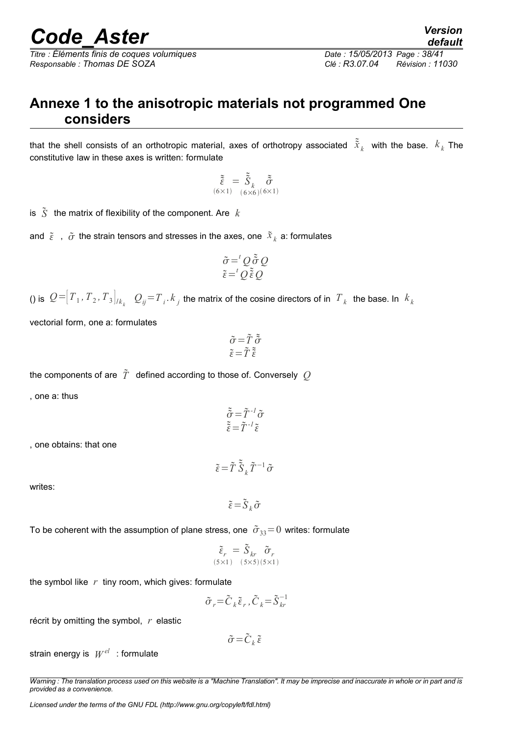## Annexe 1 to the anisotropic materials not programmed One considers

that the shell consists of an orthotropic material, axes of orthotropy associated $\tilde{\tilde{x}}_k$ with the base. $k_k$ The constitutive law in these axes is written: formulate

$$\underset{(6\times1)}{\tilde{\tilde{\varepsilon}}} = \underset{(6\times6)}{\tilde{\tilde{S}}_k} \underset{(6\times1)}{\tilde{\tilde{\sigma}}}$$

is $\tilde{\tilde{S}}$ the matrix of flexibility of the component. Are $k$

and $\tilde{\varepsilon}$ , $\tilde{\sigma}$ the strain tensors and stresses in the axes, one $\tilde{x}_k$ a: formulates

$$\tilde{\sigma} = {}^t Q \tilde{\tilde{\sigma}} Q$$
$$\tilde{\varepsilon} = {}^t Q \tilde{\tilde{\varepsilon}} Q$$

() is $Q = [T_1, T_2, T_3]_{/k_k}$ $Q_{ij} = T_i . k_j$ the matrix of the cosine directors of in $T_k$ the base. In $k_k$

vectorial form, one a: formulates

$$\tilde{\sigma} = \tilde{T} \tilde{\tilde{\sigma}}$$
$$\tilde{\varepsilon} = \tilde{T} \tilde{\tilde{\varepsilon}}$$

the components of are $\tilde{T}$ defined according to those of. Conversely $Q$

, one a: thus

$$\tilde{\tilde{\sigma}} = \tilde{T}^{-1} \tilde{\sigma}$$
$$\tilde{\tilde{\varepsilon}} = \tilde{T}^{-1} \tilde{\varepsilon}$$

, one obtains: that one

$$\tilde{\varepsilon} = \tilde{T} \tilde{\tilde{S}}_k \tilde{T}^{-1} \tilde{\sigma}$$

writes:

$$\tilde{\varepsilon} = \tilde{S}_k \tilde{\sigma}$$

To be coherent with the assumption of plane stress, one $\tilde{\sigma}_{33} = 0$ writes: formulate

$$\underset{(5\times1)}{\tilde{\varepsilon}_r} = \underset{(5\times5)}{\tilde{S}_{kr}} \underset{(5\times1)}{\tilde{\sigma}_r}$$

the symbol like $r$ tiny room, which gives: formulate

$$\tilde{\sigma}_r = \tilde{C}_k \tilde{\varepsilon}_r , \tilde{C}_k = \tilde{S}_{kr}^{-1}$$

récrit by omitting the symbol, $r$ elastic

$$\tilde{\sigma} = \tilde{C}_k \tilde{\varepsilon}$$

strain energy is $W^{el}$ : formulate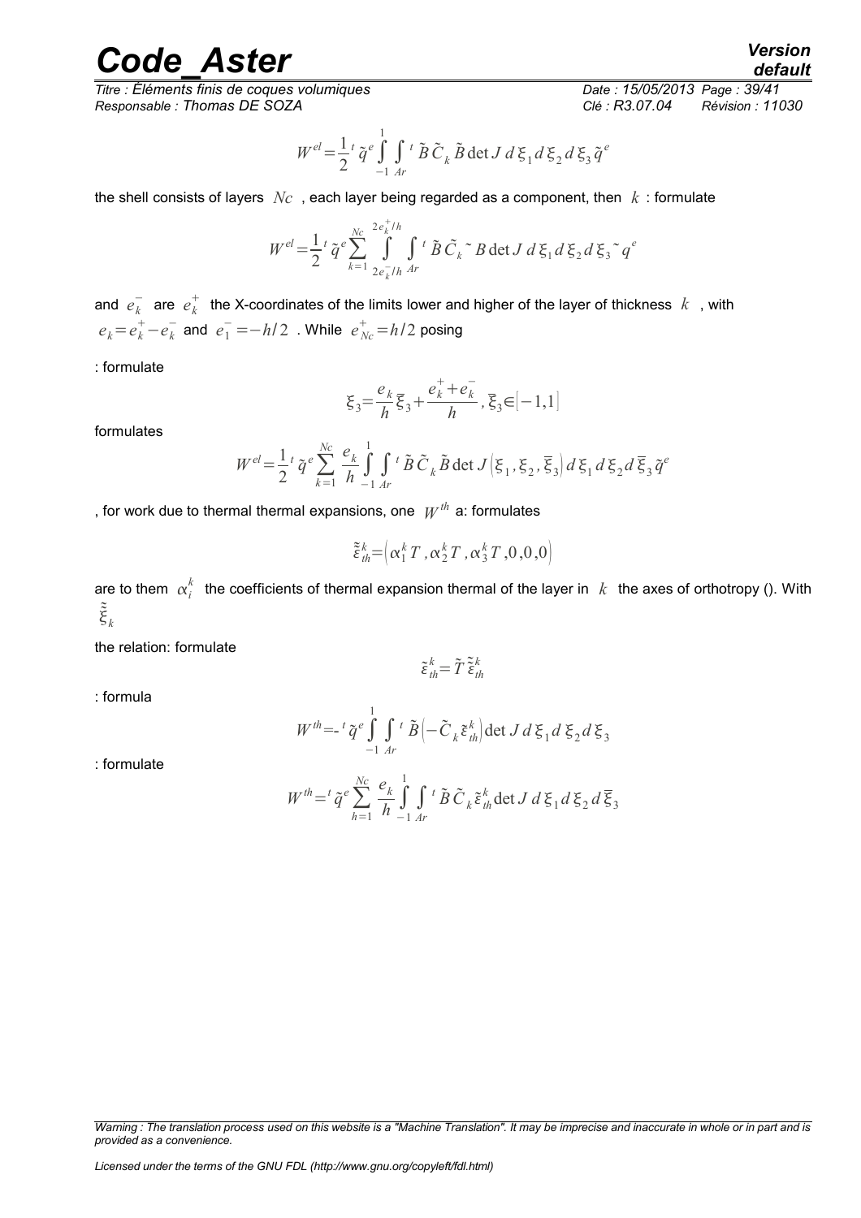$$W^{el}=\frac{1}{2}{}^{t}\tilde{q}^{e}\int_{-1}^{1}\int_{Ar}{}^{t}\tilde{B}\,\tilde{C}_{k}\,\tilde{B}\det J\,d\xi_{1}\,d\xi_{2}\,d\xi_{3}\,\tilde{q}^{e}$$

the shell consists of layers $Nc$ , each layer being regarded as a component, then $k$ : formulate

$$W^{el}=\frac{1}{2}{}^{t}\tilde{q}^{e}\sum_{k=1}^{Nc}\int_{2e_{k}^{-}/h}^{2e_{k}^{+}/h}\int_{Ar}{}^{t}\tilde{B}\,\tilde{C}_{k}\,\tilde{}\,B\det J\,d\xi_{1}\,d\xi_{2}\,d\xi_{3}\,\tilde{}\,q^{e}$$

and $e_{k}^{-}$ are $e_{k}^{+}$ the X-coordinates of the limits lower and higher of the layer of thickness $k$ , with $e_{k}=e_{k}^{+}-e_{k}^{-}$ and $e_{1}^{-}=-h/2$ . While $e_{Nc}^{+}=h/2$ posing

: formulate

$$\xi_{3}=\frac{e_{k}}{h}\bar{\xi}_{3}+\frac{e_{k}^{+}+e_{k}^{-}}{h},\bar{\xi}_{3}\in[-1,1]$$

formulates

$$W^{el}=\frac{1}{2}{}^{t}\tilde{q}^{e}\sum_{k=1}^{Nc}\frac{e_{k}}{h}\int_{-1}^{1}\int_{Ar}{}^{t}\tilde{B}\,\tilde{C}_{k}\,\tilde{B}\det J\left(\xi_{1},\xi_{2},\bar{\xi}_{3}\right)d\xi_{1}\,d\xi_{2}\,d\bar{\xi}_{3}\,\tilde{q}^{e}$$

, for work due to thermal thermal expansions, one $W^{th}$ a: formulates

$$\tilde{\tilde{\varepsilon}}_{th}^{k}=\left(\alpha_{1}^{k}T\,,\alpha_{2}^{k}T\,,\alpha_{3}^{k}T\,,0\,,0\,,0\right)$$

are to them $\alpha_{i}^{k}$ the coefficients of thermal expansion thermal of the layer in $k$ the axes of orthotropy (). With $\tilde{\tilde{\xi}}_{k}$

the relation: formulate

$$\tilde{\varepsilon}_{th}^{k}=\tilde{T}\,\tilde{\tilde{\varepsilon}}_{th}^{k}$$

: formula

$$W^{th}=-{}^{t}\tilde{q}^{e}\int_{-1}^{1}\int_{Ar}{}^{t}\tilde{B}\left(-\tilde{C}_{k}\,\tilde{\varepsilon}_{th}^{k}\right)\det J\,d\xi_{1}\,d\xi_{2}\,d\xi_{3}$$

: formulate

$$W^{th}={}^{t}\tilde{q}^{e}\sum_{h=1}^{Nc}\frac{e_{k}}{h}\int_{-1}^{1}\int_{Ar}{}^{t}\tilde{B}\,\tilde{C}_{k}\,\tilde{\varepsilon}_{th}^{k}\det J\,d\xi_{1}\,d\xi_{2}\,d\bar{\xi}_{3}$$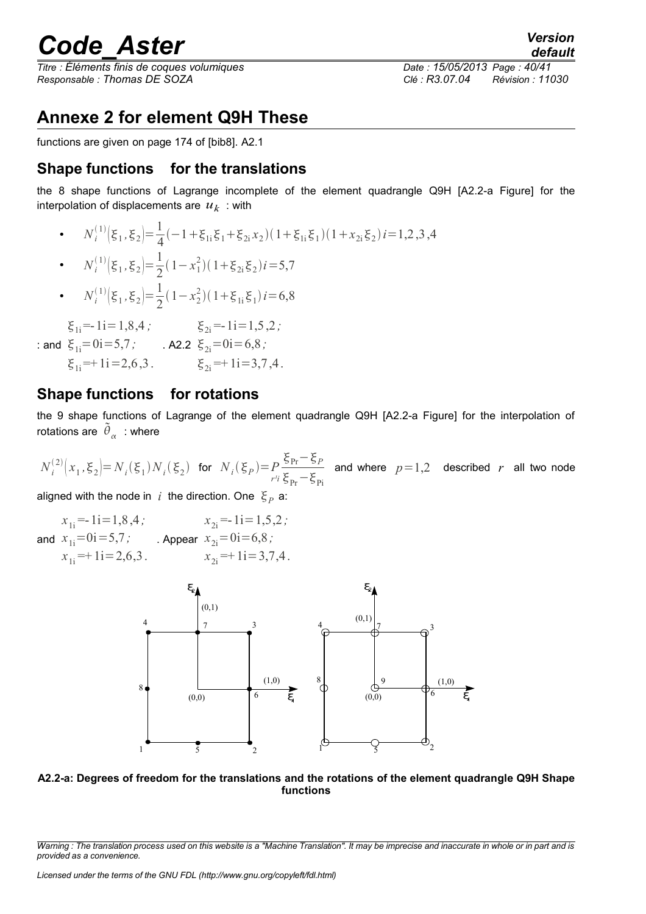# Annexe 2 for element Q9H These

functions are given on page 174 of [bib8]. A2.1

## Shape functions for the translations

the 8 shape functions of Lagrange incomplete of the element quadrangle Q9H [A2.2-a Figure] for the interpolation of displacements are $u_k$ : with

- $N_i^{(1)}(\xi_1, \xi_2) = \frac{1}{4}(-1+\xi_{1i}\xi_1+\xi_{2i}x_2)(1+\xi_{1i}\xi_1)(1+x_{2i}\xi_2) i=1,2,3,4$
- $N_i^{(1)}(\xi_1, \xi_2) = \frac{1}{2}(1-x_1^2)(1+\xi_{2i}\xi_2) i=5,7$
- $N_i^{(1)}(\xi_1, \xi_2) = \frac{1}{2}(1-x_2^2)(1+\xi_{1i}\xi_1) i=6,8$

$\xi_{1i}$=-1i=1,8,4 ; $\xi_{2i}$=-1i=1,5,2 ;
: and $\xi_{1i}$=0i=5,7 ; . A2.2 $\xi_{2i}$=0i=6,8 ;
$\xi_{1i}$=+1i=2,6,3 . $\xi_{2i}$=+1i=3,7,4 .

## Shape functions for rotations

the 9 shape functions of Lagrange of the element quadrangle Q9H [A2.2-a Figure] for the interpolation of rotations are $\tilde{\theta}_\alpha$ : where

$N_i^{(2)}(x_1, \xi_2) = N_i(\xi_1) N_i(\xi_2)$ for $N_i(\xi_P) = \underset{r'i}{P} \frac{\xi_{\mathrm{Pr}} - \xi_P}{\xi_{\mathrm{Pr}} - \xi_{\mathrm{Pi}}}$ and where $p=1,2$ described $r$ all two node aligned with the node in $i$ the direction. One $\xi_P$ a:

$x_{1i}$=-1i=1,8,4 ; $x_{2i}$=-1i=1,5,2 ;
and $x_{1i}$=0i=5,7 ; . Appear $x_{2i}$=0i=6,8 ;
$x_{1i}$=+1i=2,6,3 . $x_{2i}$=+1i=3,7,4 .

**A2.2-a: Degrees of freedom for the translations and the rotations of the element quadrangle Q9H Shape functions**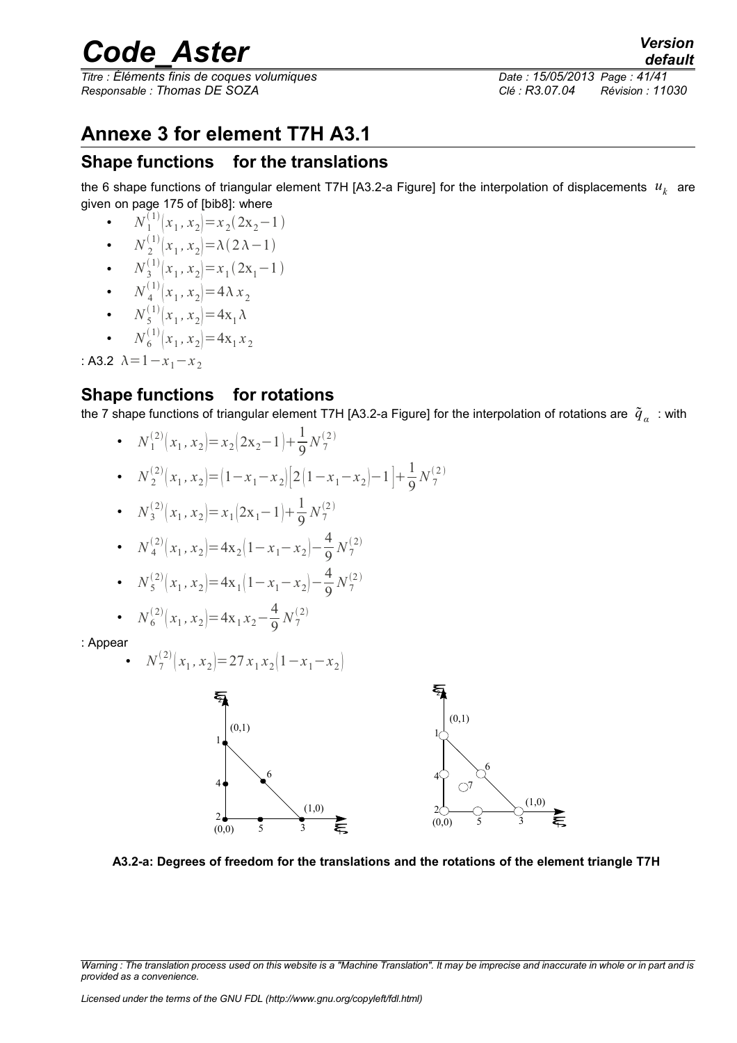## Annexe 3 for element T7H A3.1

### Shape functions for the translations

the 6 shape functions of triangular element T7H [A3.2-a Figure] for the interpolation of displacements $u_k$ are given on page 175 of [bib8]: where

- $N_1^{(1)}(x_1, x_2) = x_2(2x_2 - 1)$
- $N_2^{(1)}(x_1, x_2) = \lambda(2\lambda - 1)$
- $N_3^{(1)}(x_1, x_2) = x_1(2x_1 - 1)$
- $N_4^{(1)}(x_1, x_2) = 4\lambda x_2$
- $N_5^{(1)}(x_1, x_2) = 4x_1\lambda$
- $N_6^{(1)}(x_1, x_2) = 4x_1 x_2$

: A3.2 $\lambda = 1 - x_1 - x_2$

### Shape functions for rotations

the 7 shape functions of triangular element T7H [A3.2-a Figure] for the interpolation of rotations are $\tilde{q}_\alpha$ : with

- $N_1^{(2)}(x_1, x_2) = x_2(2x_2 - 1) + \frac{1}{9} N_7^{(2)}$
- $N_2^{(2)}(x_1, x_2) = (1 - x_1 - x_2)[2(1 - x_1 - x_2) - 1] + \frac{1}{9} N_7^{(2)}$
- $N_3^{(2)}(x_1, x_2) = x_1(2x_1 - 1) + \frac{1}{9} N_7^{(2)}$
- $N_4^{(2)}(x_1, x_2) = 4x_2(1 - x_1 - x_2) - \frac{4}{9} N_7^{(2)}$
- $N_5^{(2)}(x_1, x_2) = 4x_1(1 - x_1 - x_2) - \frac{4}{9} N_7^{(2)}$
- $N_6^{(2)}(x_1, x_2) = 4x_1 x_2 - \frac{4}{9} N_7^{(2)}$

: Appear

- $N_7^{(2)}(x_1, x_2) = 27 x_1 x_2 (1 - x_1 - x_2)$

(0,1)
1
4
6
2
(0,0)
5
3
(1,0)

(0,1)
1
4
6
7
2
(0,0)
5
3
(1,0)

**A3.2-a: Degrees of freedom for the translations and the rotations of the element triangle T7H**